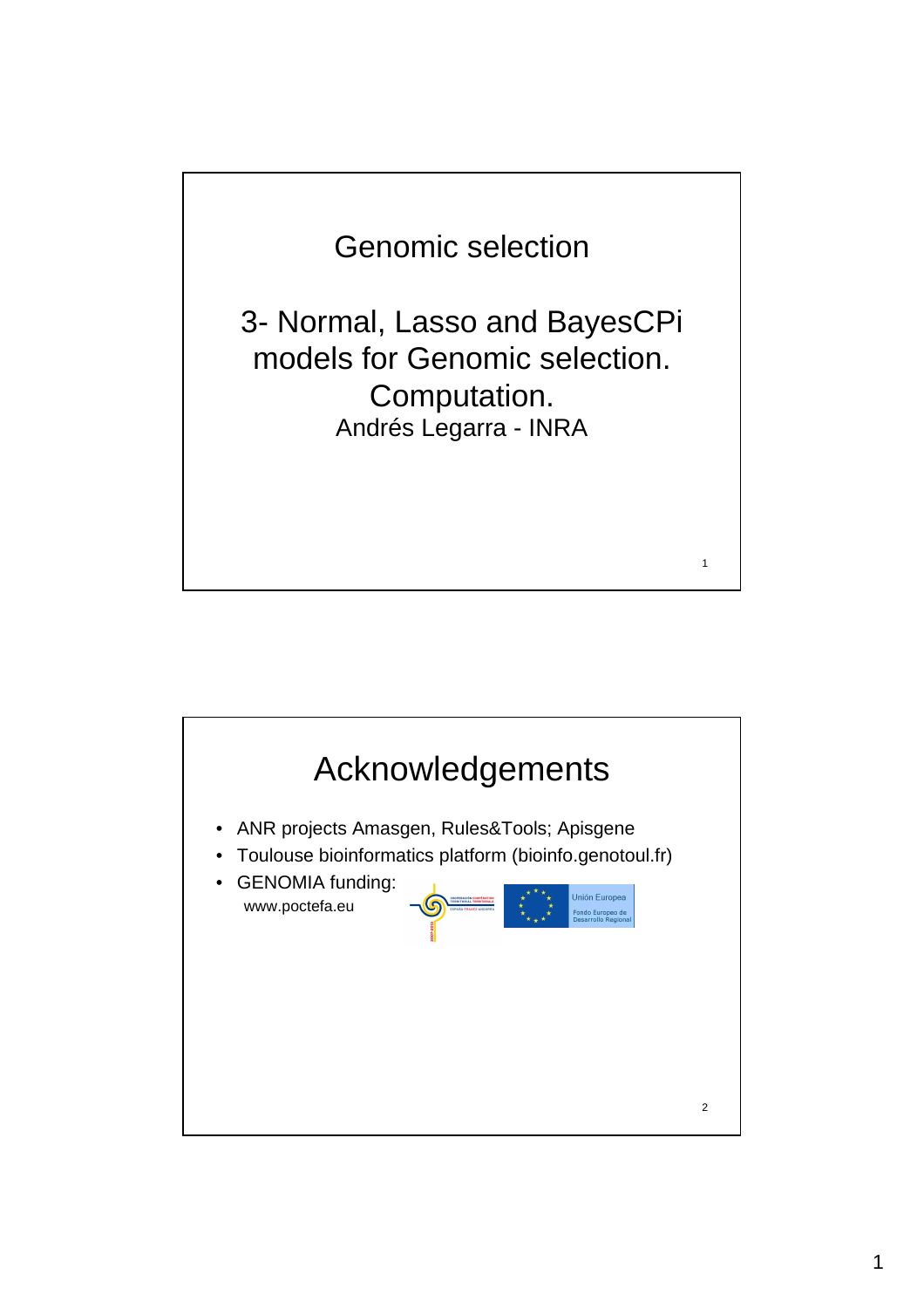# Genomic selection

## 3- Normal, Lasso and BayesCPi models for Genomic selection. Computation.

Andrés Legarra - INRA

## Acknowledgements

- ANR projects Amasgen, Rules&Tools; Apisgene
- Toulouse bioinformatics platform (bioinfo.genotoul.fr)
- GENOMIA funding:
  www.poctefa.eu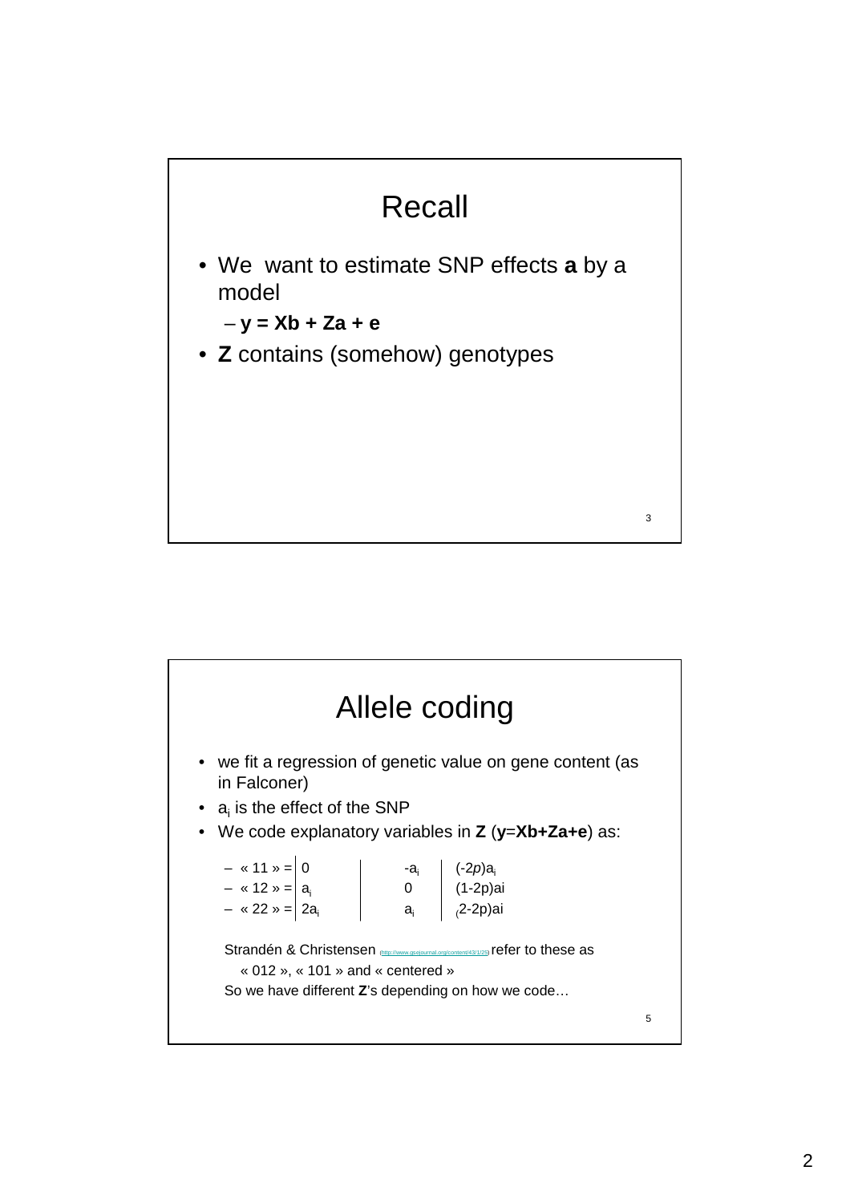# Recall

- We want to estimate SNP effects **a** by a model
  - **y = Xb + Za + e**
- **Z** contains (somehow) genotypes

# Allele coding

- we fit a regression of genetic value on gene content (as in Falconer)
- $a_i$ is the effect of the SNP
- We code explanatory variables in **Z** (**y**=**Xb+Za+e**) as:

| Genotype | 012 | 101 | centered |
|---|---|---|---|
| « 11 » = | $0$ | $-a_i$ | $(-2p)a_i$ |
| « 12 » = | $a_i$ | $0$ | $(1-2p)ai$ |
| « 22 » = | $2a_i$ | $a_i$ | $(2-2p)ai$ |

Strandén & Christensen (http://www.gsejournal.org/content/43/1/25) refer to these as « 012 », « 101 » and « centered »

So we have different **Z**'s depending on how we code…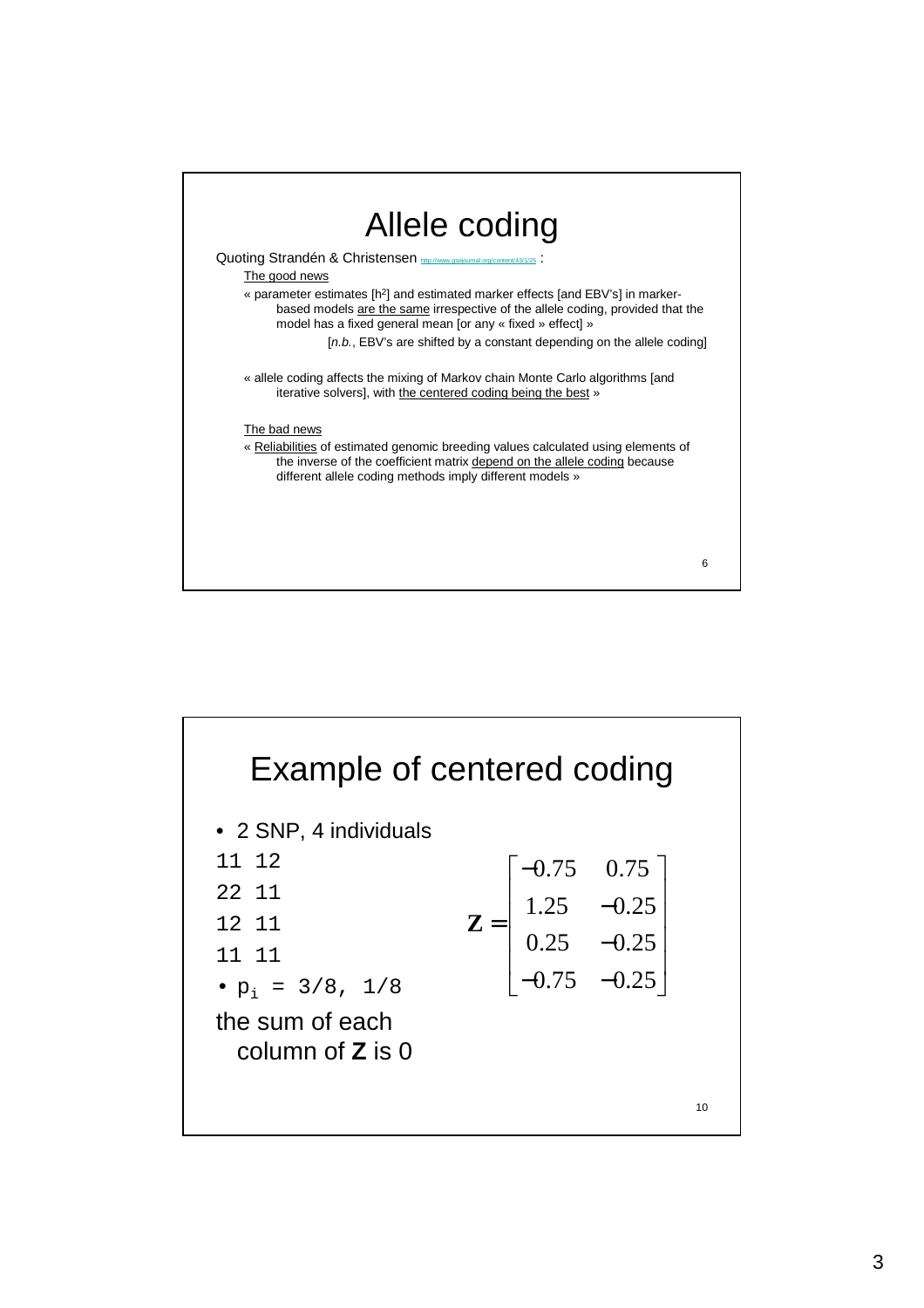# Allele coding

Quoting Strandén & Christensen http://www.gsejournal.org/content/43/1/25 :

The good news

« parameter estimates [$h^2$] and estimated marker effects [and EBV's] in marker-based models are the same irrespective of the allele coding, provided that the model has a fixed general mean [or any « fixed » effect] »

[*n.b.*, EBV's are shifted by a constant depending on the allele coding]

« allele coding affects the mixing of Markov chain Monte Carlo algorithms [and iterative solvers], with the centered coding being the best »

The bad news

« Reliabilities of estimated genomic breeding values calculated using elements of the inverse of the coefficient matrix depend on the allele coding because different allele coding methods imply different models »

# Example of centered coding

- 2 SNP, 4 individuals

```
11 12
22 11
12 11
11 11
```

- $p_i$ = 3/8, 1/8

the sum of each column of **Z** is 0

$$\mathbf{Z} = \begin{bmatrix} -0.75 & 0.75 \\ 1.25 & -0.25 \\ 0.25 & -0.25 \\ -0.75 & -0.25 \end{bmatrix}$$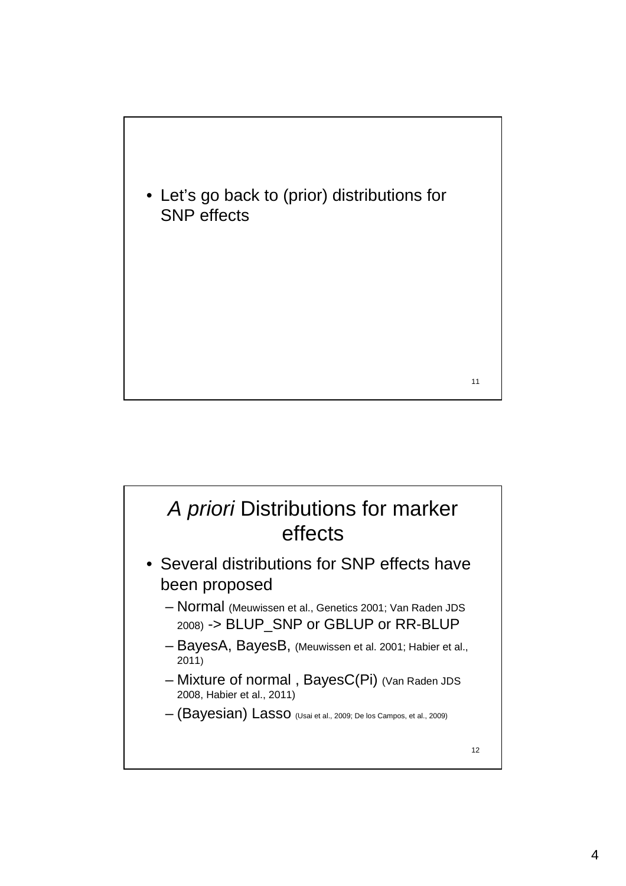- Let's go back to (prior) distributions for SNP effects

## *A priori* Distributions for marker effects

- Several distributions for SNP effects have been proposed
  - Normal (Meuwissen et al., Genetics 2001; Van Raden JDS 2008) -> BLUP_SNP or GBLUP or RR-BLUP
  - BayesA, BayesB, (Meuwissen et al. 2001; Habier et al., 2011)
  - Mixture of normal , BayesC(Pi) (Van Raden JDS 2008, Habier et al., 2011)
  - (Bayesian) Lasso (Usai et al., 2009; De los Campos, et al., 2009)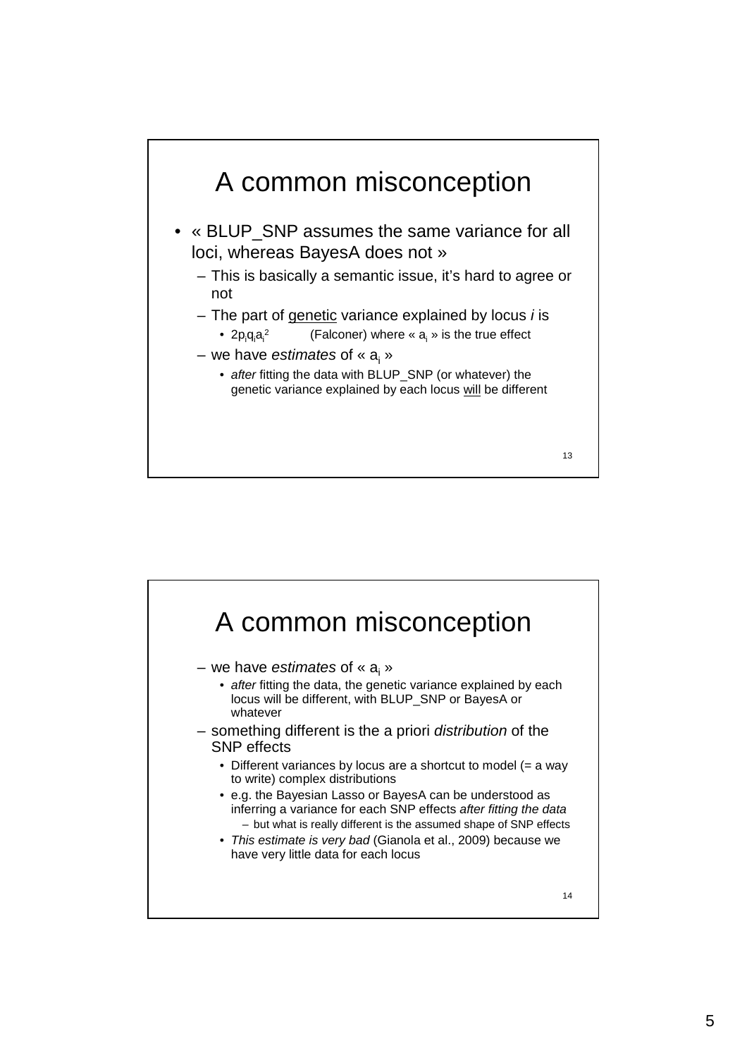# A common misconception

- « BLUP_SNP assumes the same variance for all loci, whereas BayesA does not »
  - This is basically a semantic issue, it's hard to agree or not
  - The part of <u>genetic</u> variance explained by locus *i* is
    - $2p_iq_ia_i^2$ (Falconer) where « $a_i$ » is the true effect
  - we have *estimates* of « $a_i$ »
    - *after* fitting the data with BLUP_SNP (or whatever) the genetic variance explained by each locus <u>will</u> be different

13

# A common misconception

- we have *estimates* of « $a_i$ »
  - *after* fitting the data, the genetic variance explained by each locus will be different, with BLUP_SNP or BayesA or whatever
- something different is the a priori *distribution* of the SNP effects
  - Different variances by locus are a shortcut to model (= a way to write) complex distributions
  - e.g. the Bayesian Lasso or BayesA can be understood as inferring a variance for each SNP effects *after fitting the data*
    - but what is really different is the assumed shape of SNP effects
  - *This estimate is very bad* (Gianola et al., 2009) because we have very little data for each locus

14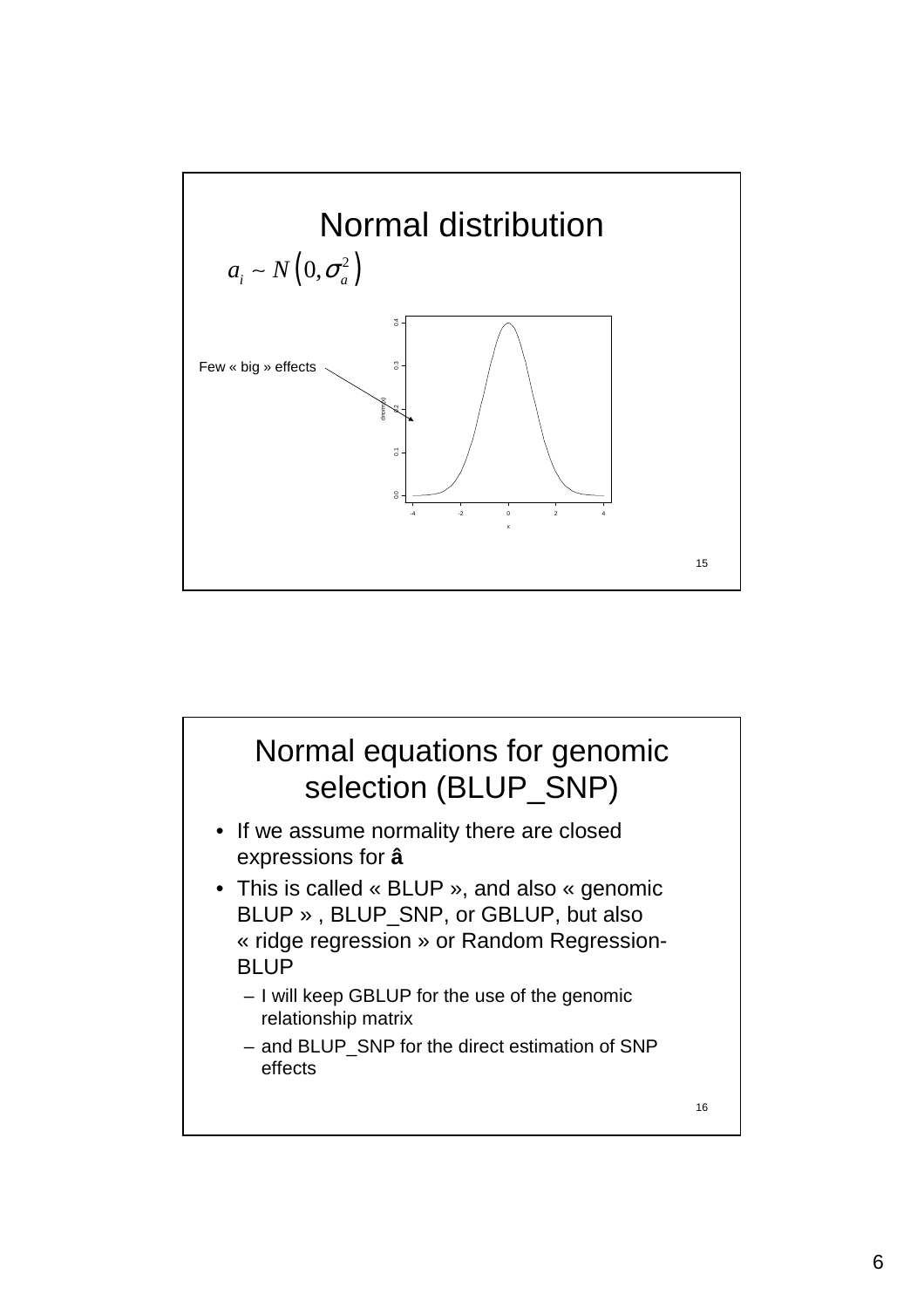# Normal distribution

$$a_i \sim N\left(0, \sigma_a^2\right)$$

Few « big » effects

# Normal equations for genomic selection (BLUP_SNP)

- If we assume normality there are closed expressions for $\hat{\mathbf{a}}$
- This is called « BLUP », and also « genomic BLUP » , BLUP_SNP, or GBLUP, but also « ridge regression » or Random Regression-BLUP
  - I will keep GBLUP for the use of the genomic relationship matrix
  - and BLUP_SNP for the direct estimation of SNP effects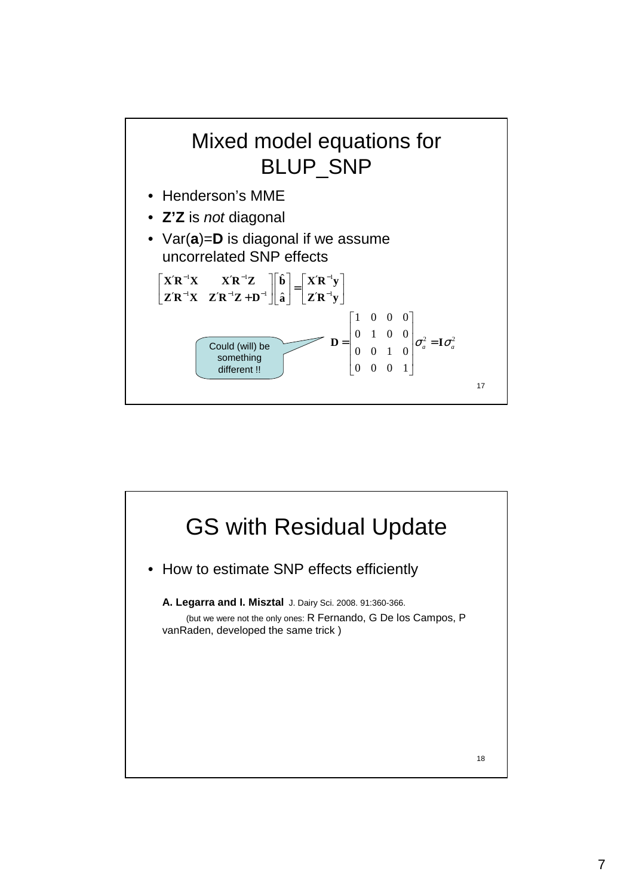## Mixed model equations for BLUP_SNP

- Henderson's MME
- **Z'Z** is *not* diagonal
- Var(**a**)=**D** is diagonal if we assume uncorrelated SNP effects

$$\begin{bmatrix} \mathbf{X}'\mathbf{R}^{-1}\mathbf{X} & \mathbf{X}'\mathbf{R}^{-1}\mathbf{Z} \\ \mathbf{Z}'\mathbf{R}^{-1}\mathbf{X} & \mathbf{Z}'\mathbf{R}^{-1}\mathbf{Z}+\mathbf{D}^{-1} \end{bmatrix} \begin{bmatrix} \hat{\mathbf{b}} \\ \hat{\mathbf{a}} \end{bmatrix} = \begin{bmatrix} \mathbf{X}'\mathbf{R}^{-1}\mathbf{y} \\ \mathbf{Z}'\mathbf{R}^{-1}\mathbf{y} \end{bmatrix}$$

$$\mathbf{D} = \begin{bmatrix} 1 & 0 & 0 & 0 \\ 0 & 1 & 0 & 0 \\ 0 & 0 & 1 & 0 \\ 0 & 0 & 0 & 1 \end{bmatrix} \sigma_a^2 = \mathbf{I}\sigma_a^2$$

Could (will) be something different !!

## GS with Residual Update

- How to estimate SNP effects efficiently

**A. Legarra and I. Misztal** J. Dairy Sci. 2008. 91:360-366.

(but we were not the only ones: R Fernando, G De los Campos, P vanRaden, developed the same trick )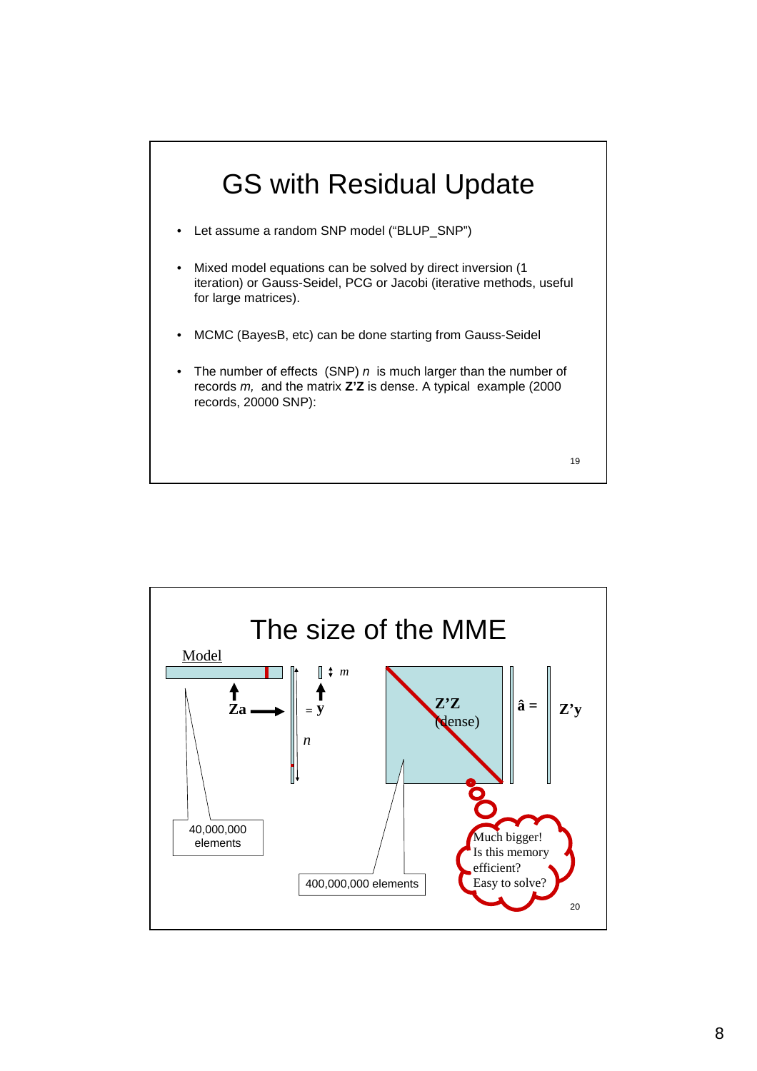# GS with Residual Update

- Let assume a random SNP model ("BLUP_SNP")
- Mixed model equations can be solved by direct inversion (1 iteration) or Gauss-Seidel, PCG or Jacobi (iterative methods, useful for large matrices).
- MCMC (BayesB, etc) can be done starting from Gauss-Seidel
- The number of effects (SNP) $n$ is much larger than the number of records $m$, and the matrix **Z'Z** is dense. A typical example (2000 records, 20000 SNP):

# The size of the MME

Model

$\mathbf{Za} = \mathbf{y}$

$m$

$n$

$\mathbf{Z'Z}$ (dense) $\hat{\mathbf{a}} = \mathbf{Z'y}$

40,000,000 elements

400,000,000 elements

Much bigger!
Is this memory efficient?
Easy to solve?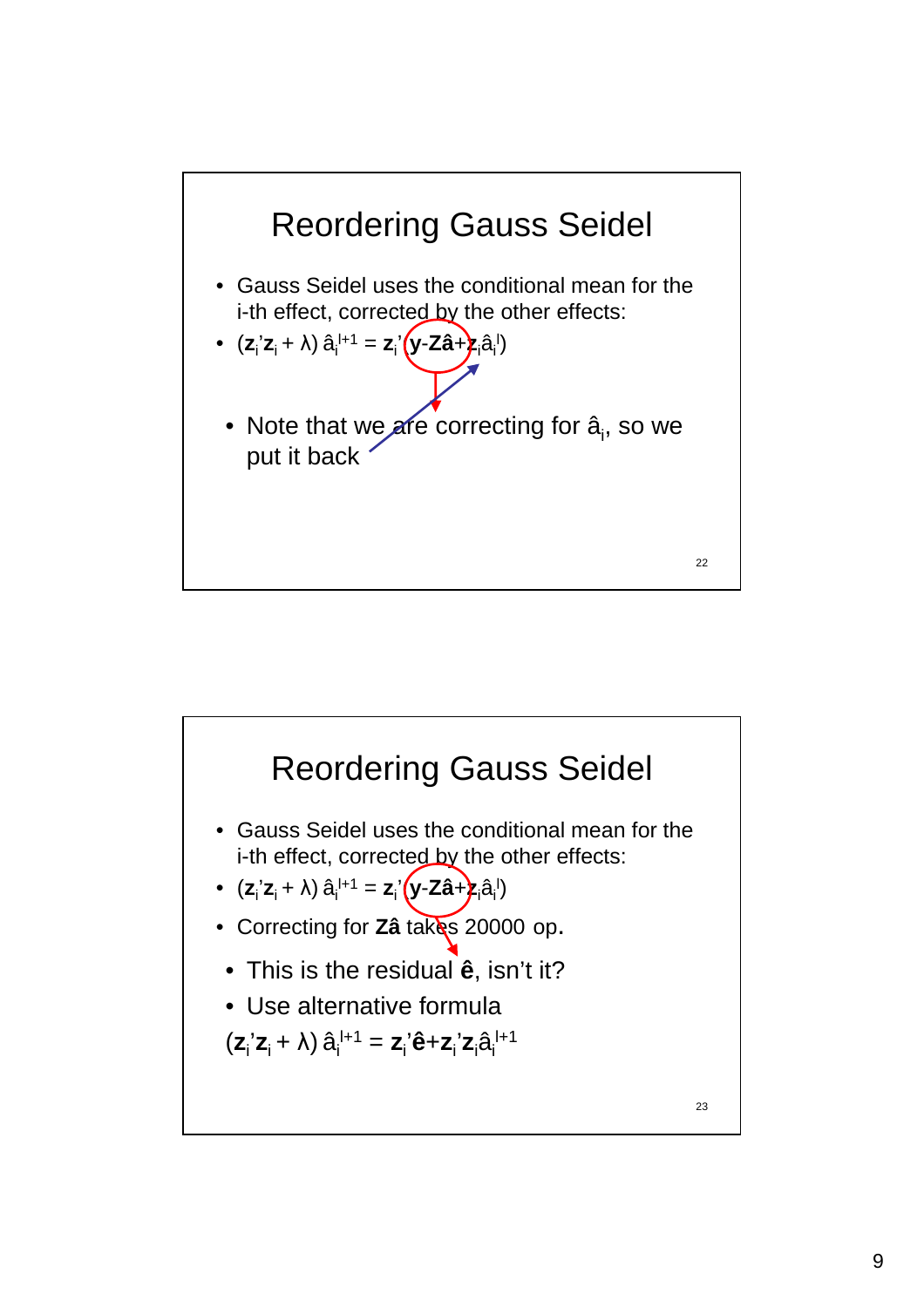# Reordering Gauss Seidel

- Gauss Seidel uses the conditional mean for the i-th effect, corrected by the other effects:
- $(\mathbf{z}_i'\mathbf{z}_i + \lambda)\, \hat{a}_i^{l+1} = \mathbf{z}_i'(\mathbf{y}\text{-}\mathbf{Z\hat{a}}+\mathbf{z}_i\hat{a}_i^{l})$
  - Note that we are correcting for $\hat{a}_i$, so we put it back

# Reordering Gauss Seidel

- Gauss Seidel uses the conditional mean for the i-th effect, corrected by the other effects:
- $(\mathbf{z}_i'\mathbf{z}_i + \lambda)\, \hat{a}_i^{l+1} = \mathbf{z}_i'(\mathbf{y}\text{-}\mathbf{Z\hat{a}}+\mathbf{z}_i\hat{a}_i^{l})$
- Correcting for $\mathbf{Z\hat{a}}$ takes 20000 op.
  - This is the residual $\mathbf{\hat{e}}$, isn't it?
  - Use alternative formula

$(\mathbf{z}_i'\mathbf{z}_i + \lambda)\, \hat{a}_i^{l+1} = \mathbf{z}_i'\mathbf{\hat{e}}+\mathbf{z}_i'\mathbf{z}_i\hat{a}_i^{l+1}$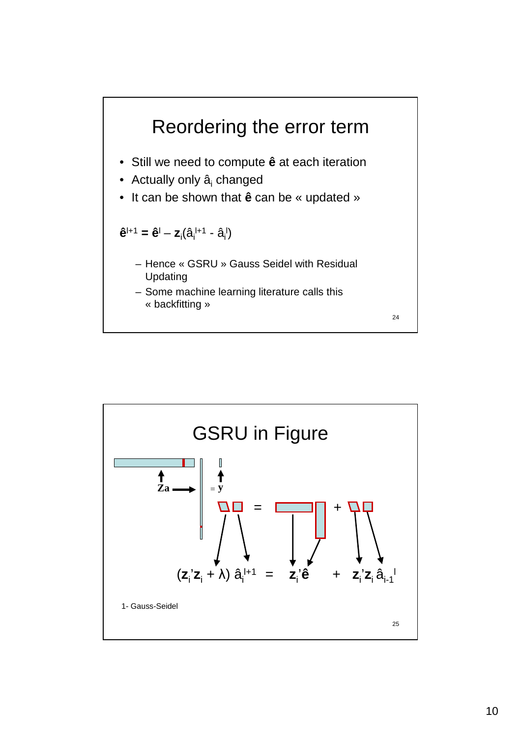## Reordering the error term

- Still we need to compute $\mathbf{\hat{e}}$ at each iteration
- Actually only $\hat{a}_i$ changed
- It can be shown that $\mathbf{\hat{e}}$ can be « updated »

$$\mathbf{\hat{e}}^{l+1} = \mathbf{\hat{e}}^{l} - \mathbf{z}_i(\hat{a}_i^{l+1} - \hat{a}_i^{l})$$

- Hence « GSRU » Gauss Seidel with Residual Updating
- Some machine learning literature calls this « backfitting »

## GSRU in Figure

Za = y

$$(\mathbf{z}_i'\mathbf{z}_i + \lambda)\, \hat{a}_i^{l+1} = \mathbf{z}_i'\mathbf{\hat{e}} + \mathbf{z}_i'\mathbf{z}_i\, \hat{a}_{i-1}^{l}$$

1- Gauss-Seidel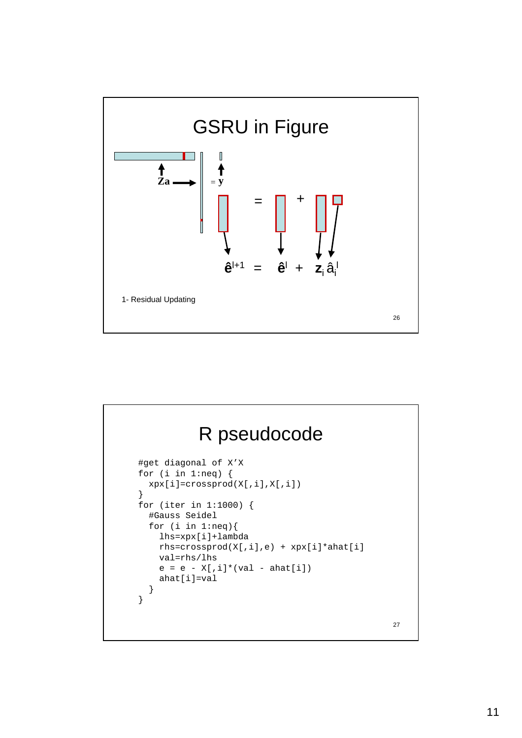# GSRU in Figure

$Za \rightarrow \;= y$

$$\hat{e}^{l+1} = \hat{e}^{l} + z_i \hat{a}_i^{l}$$

1- Residual Updating

# R pseudocode

```
#get diagonal of X'X
for (i in 1:neq) {
  xpx[i]=crossprod(X[,i],X[,i])
}
for (iter in 1:1000) {
  #Gauss Seidel
  for (i in 1:neq){
    lhs=xpx[i]+lambda
    rhs=crossprod(X[,i],e) + xpx[i]*ahat[i]
    val=rhs/lhs
    e = e - X[,i]*(val - ahat[i])
    ahat[i]=val
  }
}
```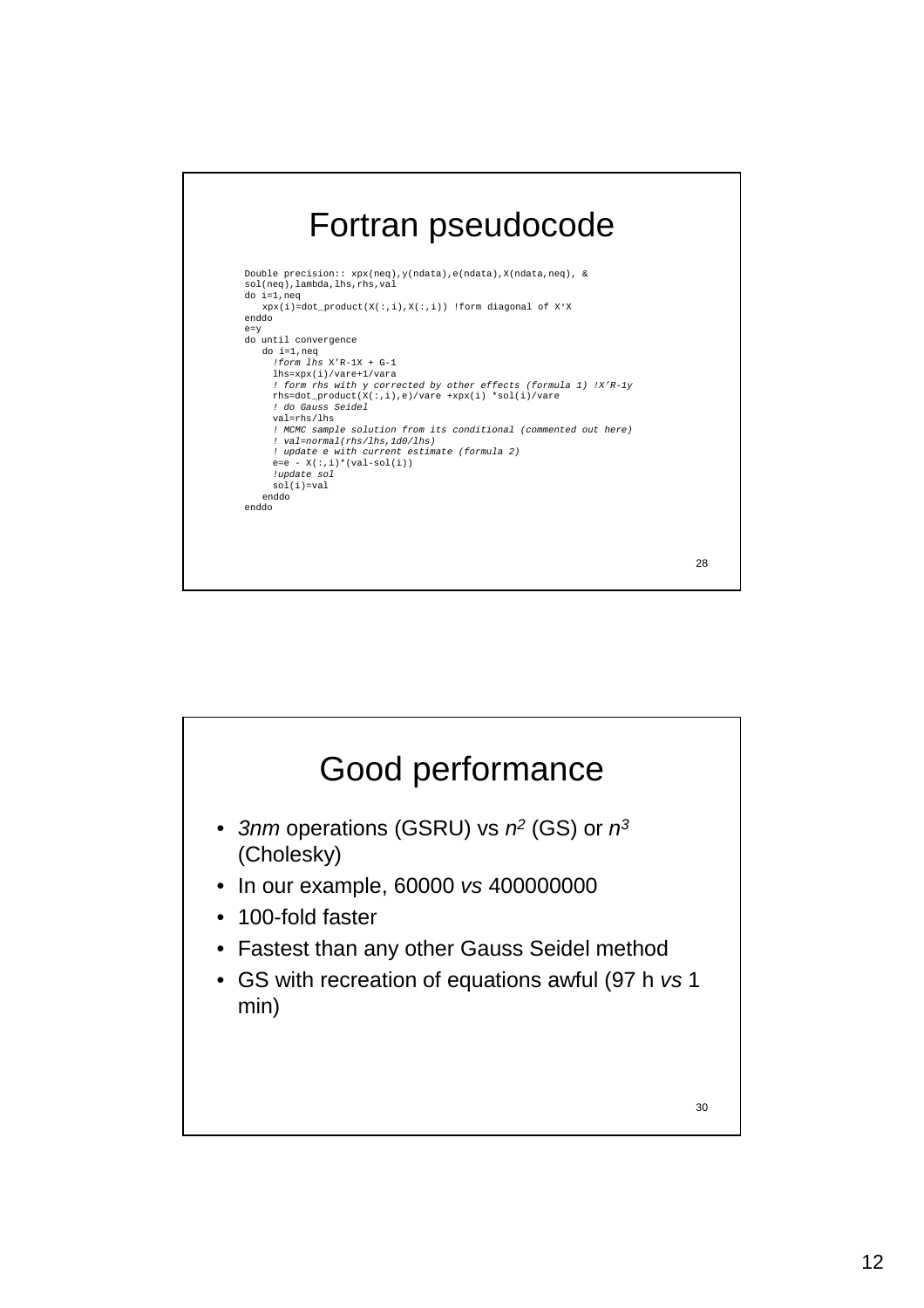# Fortran pseudocode

```
Double precision:: xpx(neq),y(ndata),e(ndata),X(ndata,neq), &
sol(neq),lambda,lhs,rhs,val
do i=1,neq
   xpx(i)=dot_product(X(:,i),X(:,i)) !form diagonal of X'X
enddo
e=y
do until convergence
   do i=1,neq
     !form lhs X'R-1X + G-1
     lhs=xpx(i)/vare+1/vara
     ! form rhs with y corrected by other effects (formula 1) !X'R-1y
     rhs=dot_product(X(:,i),e)/vare +xpx(i) *sol(i)/vare
     ! do Gauss Seidel
     val=rhs/lhs
     ! MCMC sample solution from its conditional (commented out here)
     ! val=normal(rhs/lhs,1d0/lhs)
     ! update e with current estimate (formula 2)
     e=e - X(:,i)*(val-sol(i))
     !update sol
     sol(i)=val
   enddo
enddo
```

# Good performance

- *3nm* operations (GSRU) vs $n^2$ (GS) or $n^3$ (Cholesky)
- In our example, 60000 *vs* 400000000
- 100-fold faster
- Fastest than any other Gauss Seidel method
- GS with recreation of equations awful (97 h *vs* 1 min)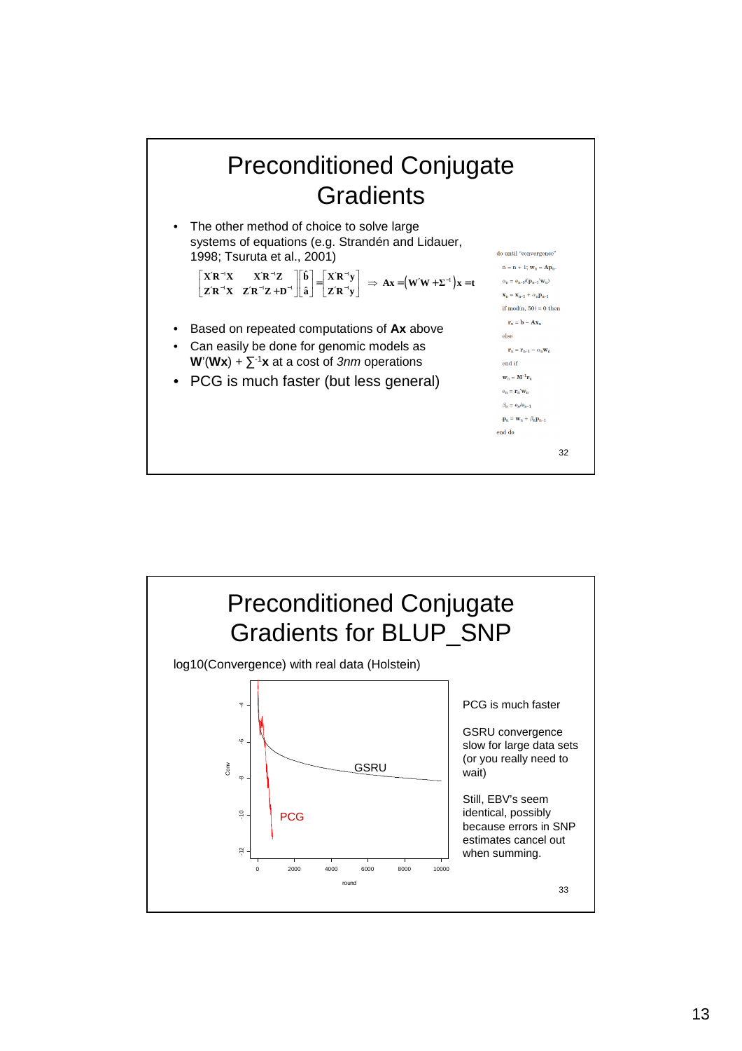# Preconditioned Conjugate Gradients

- The other method of choice to solve large systems of equations (e.g. Strandén and Lidauer, 1998; Tsuruta et al., 2001)

$$\begin{bmatrix} \mathbf{X'R^{-1}X} & \mathbf{X'R^{-1}Z} \\ \mathbf{Z'R^{-1}X} & \mathbf{Z'R^{-1}Z+D^{-1}} \end{bmatrix} \begin{bmatrix} \hat{\mathbf{b}} \\ \hat{\mathbf{a}} \end{bmatrix} = \begin{bmatrix} \mathbf{X'R^{-1}y} \\ \mathbf{Z'R^{-1}y} \end{bmatrix} \Rightarrow \mathbf{Ax} = \left(\mathbf{W'W} + \mathbf{\Sigma}^{-1}\right)\mathbf{x} = \mathbf{t}$$

- Based on repeated computations of **Ax** above
- Can easily be done for genomic models as $\mathbf{W}'(\mathbf{Wx}) + \Sigma^{-1}\mathbf{x}$ at a cost of *3nm* operations
- PCG is much faster (but less general)

```
do until "convergence"
  n = n + 1; w_n = Ap_n
  α_n = e_{n-1}/(p_{n-1}'w_n)
  x_n = x_{n-1} + α_n p_{n-1}
  if mod(n, 50) = 0 then
    r_n = b − Ax_n
  else
    r_n = r_{n-1} − α_n w_n
  end if
  w_n = M^{-1} r_n
  e_n = r_n' w_n
  β_n = e_n/e_{n-1}
  p_n = w_n + β_n p_{n-1}
end do
```

# Preconditioned Conjugate Gradients for BLUP_SNP

log10(Convergence) with real data (Holstein)

PCG is much faster

GSRU convergence slow for large data sets (or you really need to wait)

Still, EBV's seem identical, possibly because errors in SNP estimates cancel out when summing.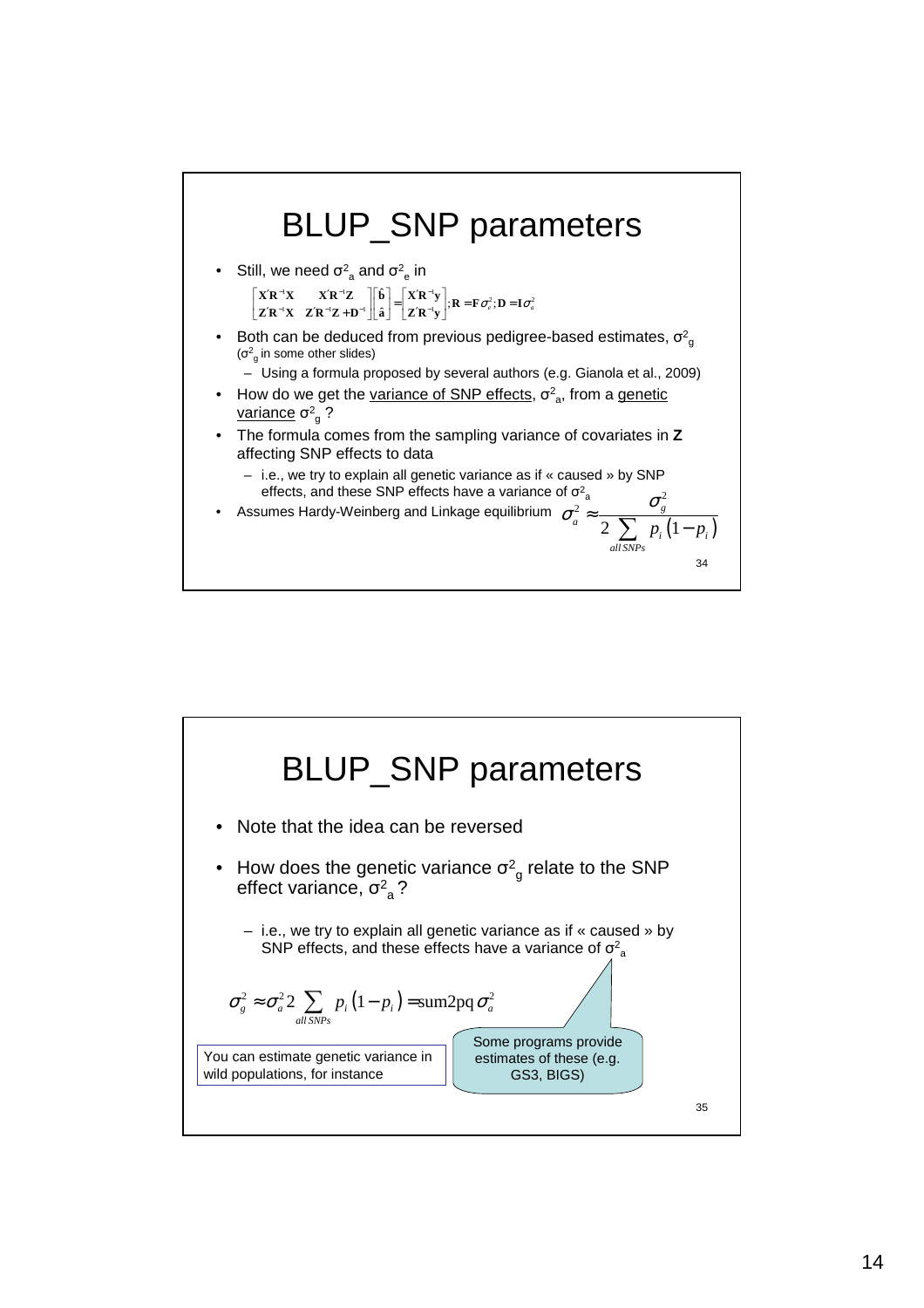# BLUP_SNP parameters

- Still, we need $\sigma^2_a$ and $\sigma^2_e$ in

$$\begin{bmatrix} \mathbf{X'R^{-1}X} & \mathbf{X'R^{-1}Z} \\ \mathbf{Z'R^{-1}X} & \mathbf{Z'R^{-1}Z+D^{-1}} \end{bmatrix} \begin{bmatrix} \hat{\mathbf{b}} \\ \hat{\mathbf{a}} \end{bmatrix} = \begin{bmatrix} \mathbf{X'R^{-1}y} \\ \mathbf{Z'R^{-1}y} \end{bmatrix}; \mathbf{R} = \mathbf{F}\sigma^2_e; \mathbf{D} = \mathbf{I}\sigma^2_a$$

- Both can be deduced from previous pedigree-based estimates, $\sigma^2_g$ ($\sigma^2_g$ in some other slides)
  - Using a formula proposed by several authors (e.g. Gianola et al., 2009)
- How do we get the variance of SNP effects, $\sigma^2_a$, from a genetic variance $\sigma^2_g$ ?
- The formula comes from the sampling variance of covariates in **Z** affecting SNP effects to data
  - i.e., we try to explain all genetic variance as if « caused » by SNP effects, and these SNP effects have a variance of $\sigma^2_a$
- Assumes Hardy-Weinberg and Linkage equilibrium

$$\sigma^2_a \approx \frac{\sigma^2_g}{2\sum_{all\,SNPs} p_i(1-p_i)}$$

34

# BLUP_SNP parameters

- Note that the idea can be reversed
- How does the genetic variance $\sigma^2_g$ relate to the SNP effect variance, $\sigma^2_a$ ?
  - i.e., we try to explain all genetic variance as if « caused » by SNP effects, and these effects have a variance of $\sigma^2_a$

$$\sigma^2_g \approx \sigma^2_a 2 \sum_{all\,SNPs} p_i(1-p_i) = \text{sum2pq}\,\sigma^2_a$$

You can estimate genetic variance in wild populations, for instance

Some programs provide estimates of these (e.g. GS3, BIGS)

35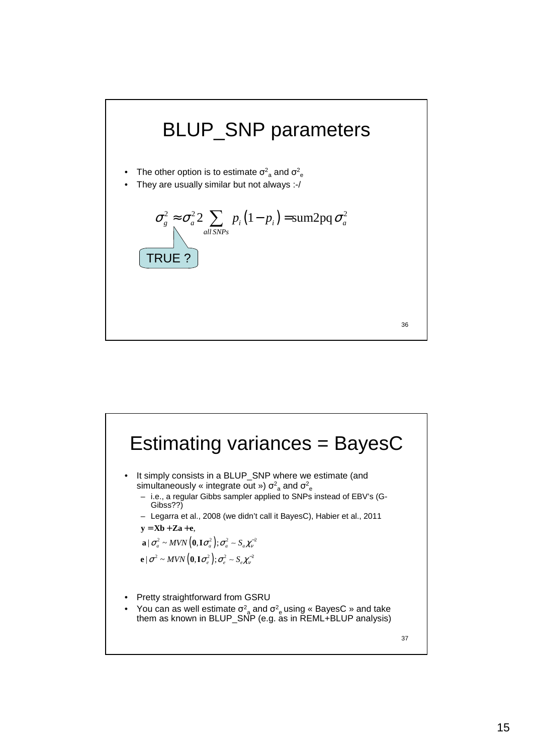# BLUP_SNP parameters

- The other option is to estimate $\sigma^2_a$ and $\sigma^2_e$
- They are usually similar but not always :-/

$$\sigma_g^2 \approx \sigma_a^2 2 \sum_{all\,SNPs} p_i \left(1 - p_i\right) = \text{sum2pq}\,\sigma_a^2$$

TRUE ?

# Estimating variances = BayesC

- It simply consists in a BLUP_SNP where we estimate (and simultaneously « integrate out ») $\sigma^2_a$ and $\sigma^2_e$
  - i.e., a regular Gibbs sampler applied to SNPs instead of EBV's (G-Gibss??)
  - Legarra et al., 2008 (we didn't call it BayesC), Habier et al., 2011

$$\mathbf{y} = \mathbf{Xb} + \mathbf{Za} + \mathbf{e},$$

$$\mathbf{a} \mid \sigma_a^2 \sim MVN\left(\mathbf{0}, \mathbf{I}\sigma_a^2\right); \sigma_a^2 \sim S_a \chi_\nu^{-2}$$

$$\mathbf{e} \mid \sigma^2 \sim MVN\left(\mathbf{0}, \mathbf{I}\sigma_e^2\right); \sigma_e^2 \sim S_e \chi_\nu^{-2}$$

- Pretty straightforward from GSRU
- You can as well estimate $\sigma^2_a$ and $\sigma^2_e$ using « BayesC » and take them as known in BLUP_SNP (e.g. as in REML+BLUP analysis)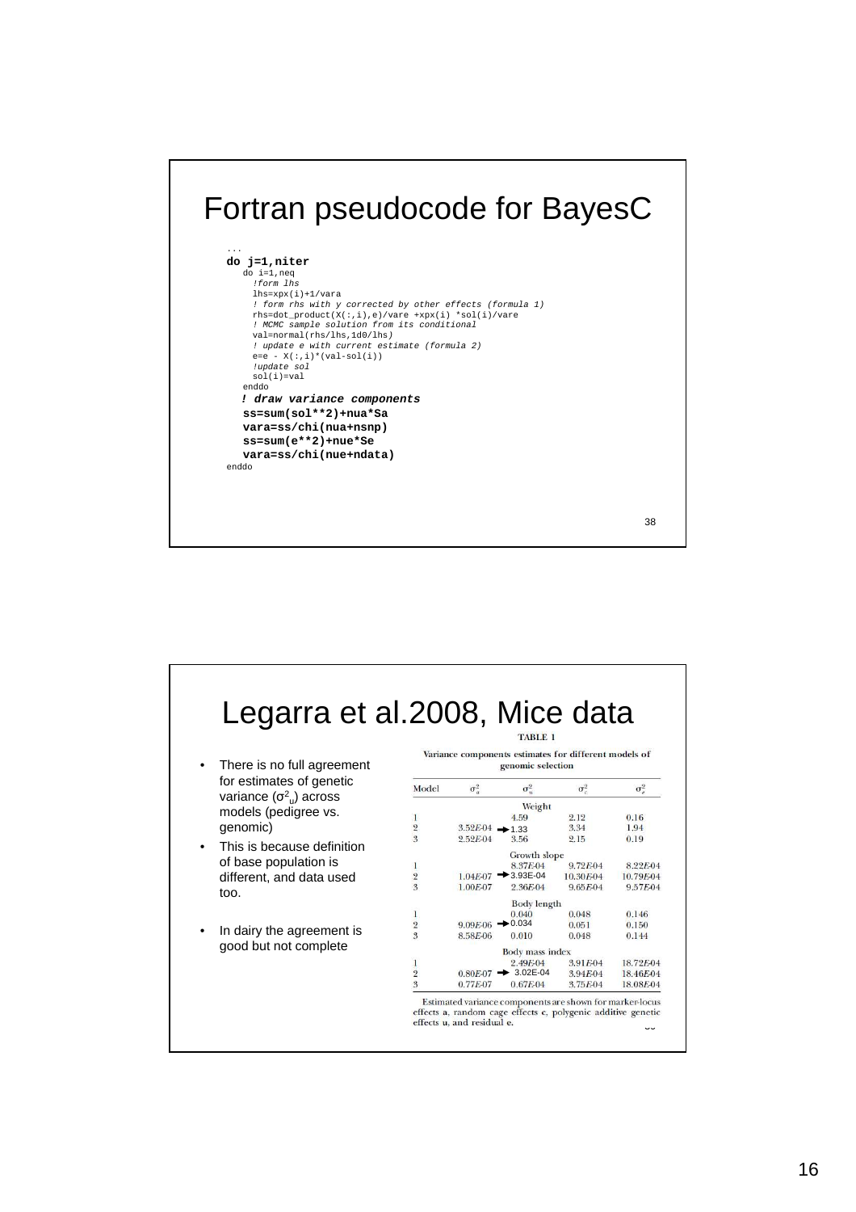# Fortran pseudocode for BayesC

```
...
do j=1,niter
   do i=1,neq
     !form lhs
     lhs=xpx(i)+1/vara
     ! form rhs with y corrected by other effects (formula 1)
     rhs=dot_product(X(:,i),e)/vare +xpx(i) *sol(i)/vare
     ! MCMC sample solution from its conditional
     val=normal(rhs/lhs,1d0/lhs)
     ! update e with current estimate (formula 2)
     e=e - X(:,i)*(val-sol(i))
     !update sol
     sol(i)=val
   enddo
   ! draw variance components
   ss=sum(sol**2)+nua*Sa
   vara=ss/chi(nua+nsnp)
   ss=sum(e**2)+nue*Se
   vara=ss/chi(nue+ndata)
enddo
```

# Legarra et al.2008, Mice data

- There is no full agreement for estimates of genetic variance ($\sigma^2_u$) across models (pedigree vs. genomic)
- This is because definition of base population is different, and data used too.
- In dairy the agreement is good but not complete

TABLE 1

Variance components estimates for different models of genomic selection

| Model | $\sigma^2_a$ | $\sigma^2_u$ | $\sigma^2_c$ | $\sigma^2_e$ |
|---|---|---|---|---|
| | | Weight | | |
| 1 | | 4.59 | 2.12 | 0.16 |
| 2 | 3.52E-04 | → 1.33 | 3.34 | 1.94 |
| 3 | 2.52E-04 | 3.56 | 2.15 | 0.19 |
| | | Growth slope | | |
| 1 | | 8.37E-04 | 9.72E-04 | 8.22E-04 |
| 2 | 1.04E-07 | → 3.93E-04 | 10.30E-04 | 10.79E-04 |
| 3 | 1.00E-07 | 2.36E-04 | 9.65E-04 | 9.57E-04 |
| | | Body length | | |
| 1 | | 0.040 | 0.048 | 0.146 |
| 2 | 9.09E-06 | → 0.034 | 0.051 | 0.150 |
| 3 | 8.58E-06 | 0.010 | 0.048 | 0.144 |
| | | Body mass index | | |
| 1 | | 2.49E-04 | 3.91E-04 | 18.72E-04 |
| 2 | 0.80E-07 | → 3.02E-04 | 3.94E-04 | 18.46E-04 |
| 3 | 0.77E-07 | 0.67E-04 | 3.75E-04 | 18.08E-04 |

Estimated variance components are shown for marker-locus effects a, random cage effects c, polygenic additive genetic effects u, and residual e.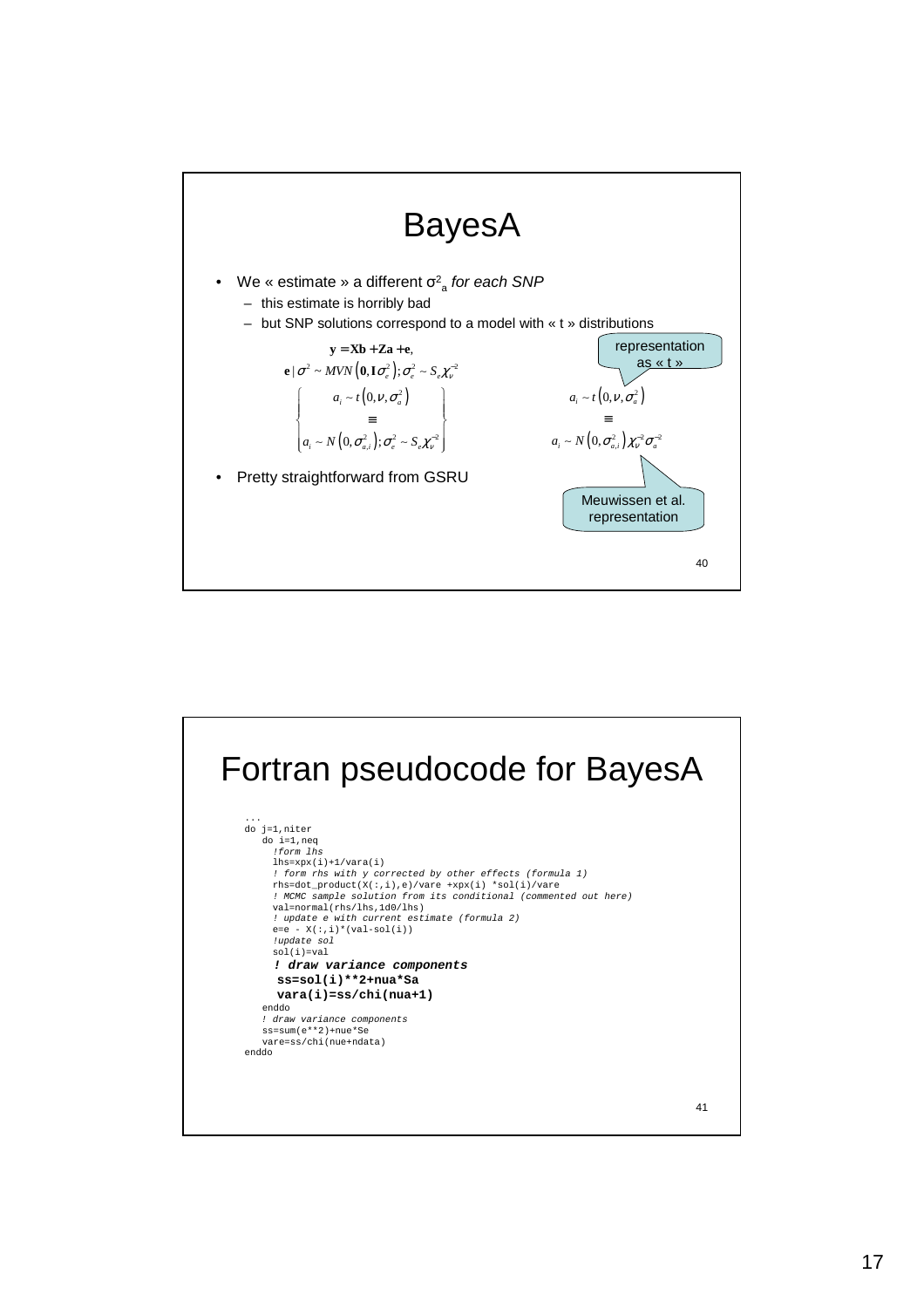# BayesA

- We « estimate » a different $\sigma^2_a$ *for each SNP*
  - this estimate is horribly bad
  - but SNP solutions correspond to a model with « t » distributions

$$\mathbf{y} = \mathbf{Xb} + \mathbf{Za} + \mathbf{e},$$

$$\mathbf{e} \mid \sigma^2 \sim MVN\left(\mathbf{0}, \mathbf{I}\sigma^2_e\right); \sigma^2_e \sim S_e \chi^{-2}_\nu$$

$$\left\{ \begin{array}{c} a_i \sim t\left(0, \nu, \sigma^2_a\right) \\ \equiv \\ a_i \sim N\left(0, \sigma^2_{a,i}\right); \sigma^2_e \sim S_e \chi^{-2}_\nu \end{array} \right\}$$

representation as « t »

$$a_i \sim t\left(0, \nu, \sigma^2_a\right)$$

$$\equiv$$

$$a_i \sim N\left(0, \sigma^2_{a,i}\right) \chi^{-2}_\nu \sigma^{-2}_a$$

Meuwissen et al. representation

- Pretty straightforward from GSRU

# Fortran pseudocode for BayesA

```
...
do j=1,niter
   do i=1,neq
     !form lhs
     lhs=xpx(i)+1/vara(i)
     ! form rhs with y corrected by other effects (formula 1)
     rhs=dot_product(X(:,i),e)/vare +xpx(i) *sol(i)/vare
     ! MCMC sample solution from its conditional (commented out here)
     val=normal(rhs/lhs,1d0/lhs)
     ! update e with current estimate (formula 2)
     e=e - X(:,i)*(val-sol(i))
     !update sol
     sol(i)=val
     ! draw variance components
     ss=sol(i)**2+nua*Sa
     vara(i)=ss/chi(nua+1)
   enddo
   ! draw variance components
   ss=sum(e**2)+nue*Se
   vare=ss/chi(nue+ndata)
enddo
```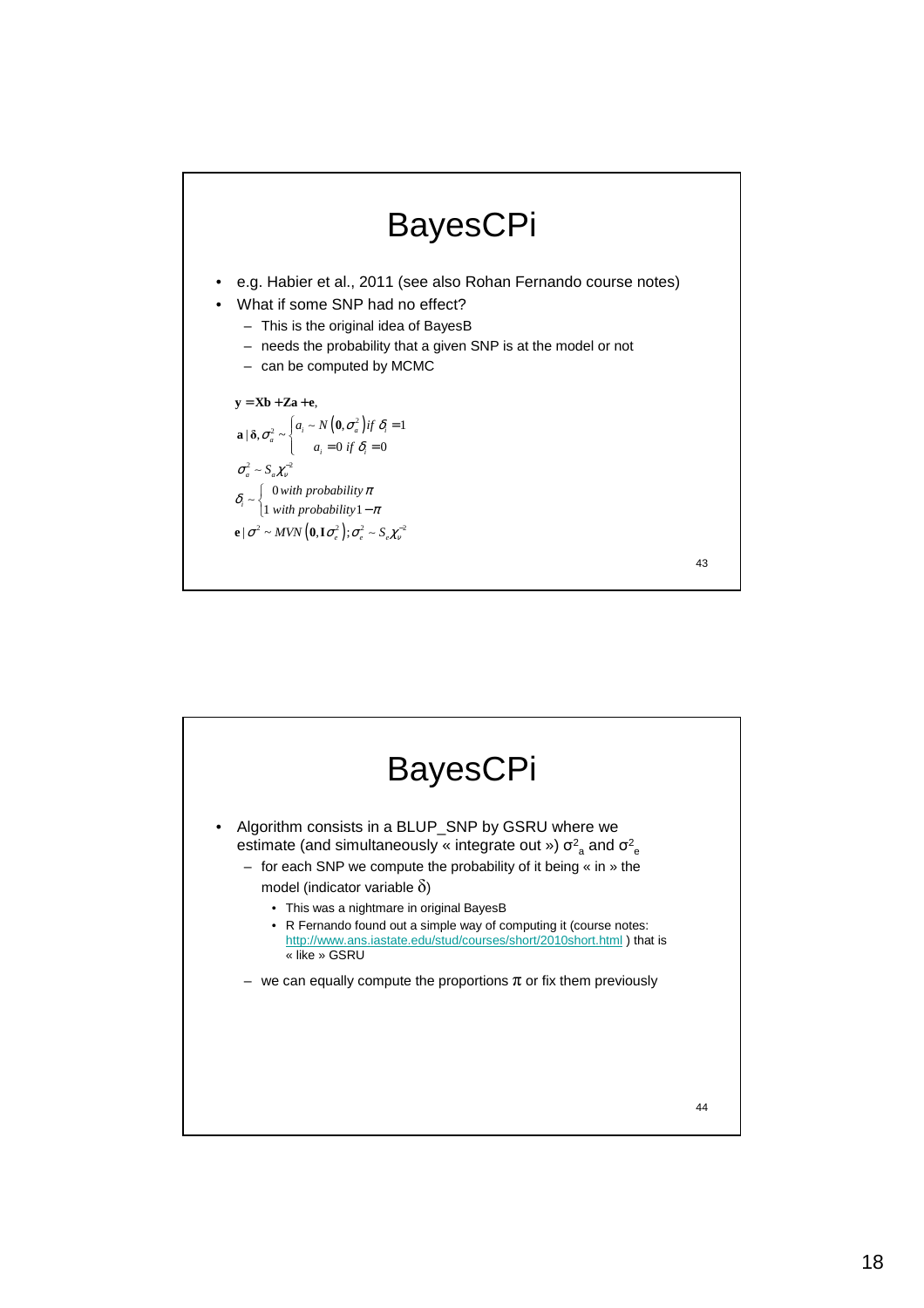# BayesCPi

- e.g. Habier et al., 2011 (see also Rohan Fernando course notes)
- What if some SNP had no effect?
  - This is the original idea of BayesB
  - needs the probability that a given SNP is at the model or not
  - can be computed by MCMC

$$\mathbf{y} = \mathbf{Xb} + \mathbf{Za} + \mathbf{e},$$

$$\mathbf{a} \mid \boldsymbol{\delta}, \sigma_a^2 \sim \begin{cases} a_i \sim N\left(\mathbf{0}, \sigma_a^2\right) if \ \delta_i = 1 \\ a_i = 0 \ if \ \delta_i = 0 \end{cases}$$

$$\sigma_a^2 \sim S_a \chi_\nu^{-2}$$

$$\delta_i \sim \begin{cases} 0 \ with \ probability \ \pi \\ 1 \ with \ probability \ 1 - \pi \end{cases}$$

$$\mathbf{e} \mid \sigma^2 \sim MVN\left(\mathbf{0}, \mathbf{I}\sigma_e^2\right); \sigma_e^2 \sim S_e \chi_\nu^{-2}$$

# BayesCPi

- Algorithm consists in a BLUP_SNP by GSRU where we estimate (and simultaneously « integrate out ») $\sigma^2_a$ and $\sigma^2_e$
  - for each SNP we compute the probability of it being « in » the model (indicator variable $\delta$)
    - This was a nightmare in original BayesB
    - R Fernando found out a simple way of computing it (course notes: http://www.ans.iastate.edu/stud/courses/short/2010short.html ) that is « like » GSRU
  - we can equally compute the proportions $\pi$ or fix them previously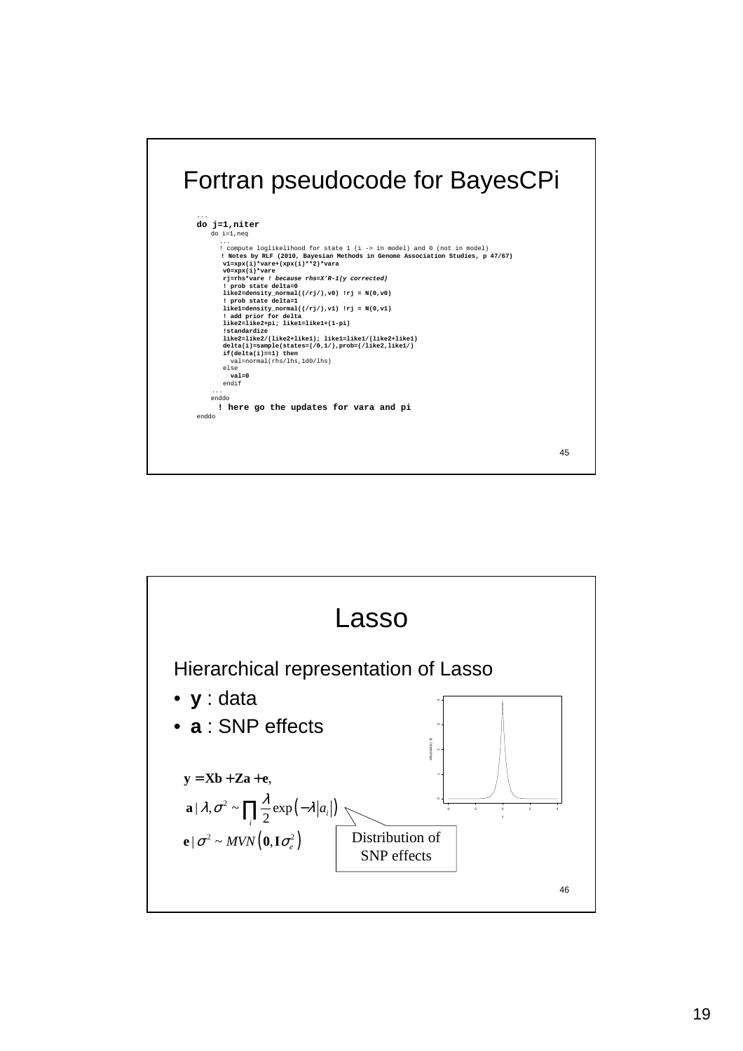# Fortran pseudocode for BayesCPi

```
...
do j=1,niter
   do i=1,neq
      ...
      ! compute loglikelihood for state 1 (i -> in model) and 0 (not in model)
      ! Notes by RLF (2010, Bayesian Methods in Genome Association Studies, p 47/67)
      v1=xpx(i)*vare+(xpx(i)**2)*vara
      v0=xpx(i)*vare
      rj=rhs*vare ! because rhs=X'R-1(y corrected)
      ! prob state delta=0
      like2=density_normal((/rj/),v0) !rj = N(0,v0)
      ! prob state delta=1
      like1=density_normal((/rj/),v1) !rj = N(0,v1)
      ! add prior for delta
      like2=like2+pi; like1=like1+(1-pi)
      !standardize
      like2=like2/(like2+like1); like1=like1/(like2+like1)
      delta(i)=sample(states=(/0,1/),prob=(/like2,like1/)
      if(delta(i)==1) then
        val=normal(rhs/lhs,1d0/lhs)
      else
        val=0
      endif
   ...
   enddo
   ! here go the updates for vara and pi
enddo
```

# Lasso

Hierarchical representation of Lasso

- **y** : data
- **a** : SNP effects

$$\mathbf{y} = \mathbf{Xb} + \mathbf{Za} + \mathbf{e},$$

$$\mathbf{a} \mid \lambda, \sigma^2 \sim \prod_i \frac{\lambda}{2} \exp\left(-\lambda |a_i|\right)$$

$$\mathbf{e} \mid \sigma^2 \sim MVN\left(\mathbf{0}, \mathbf{I}\sigma_e^2\right)$$

Distribution of SNP effects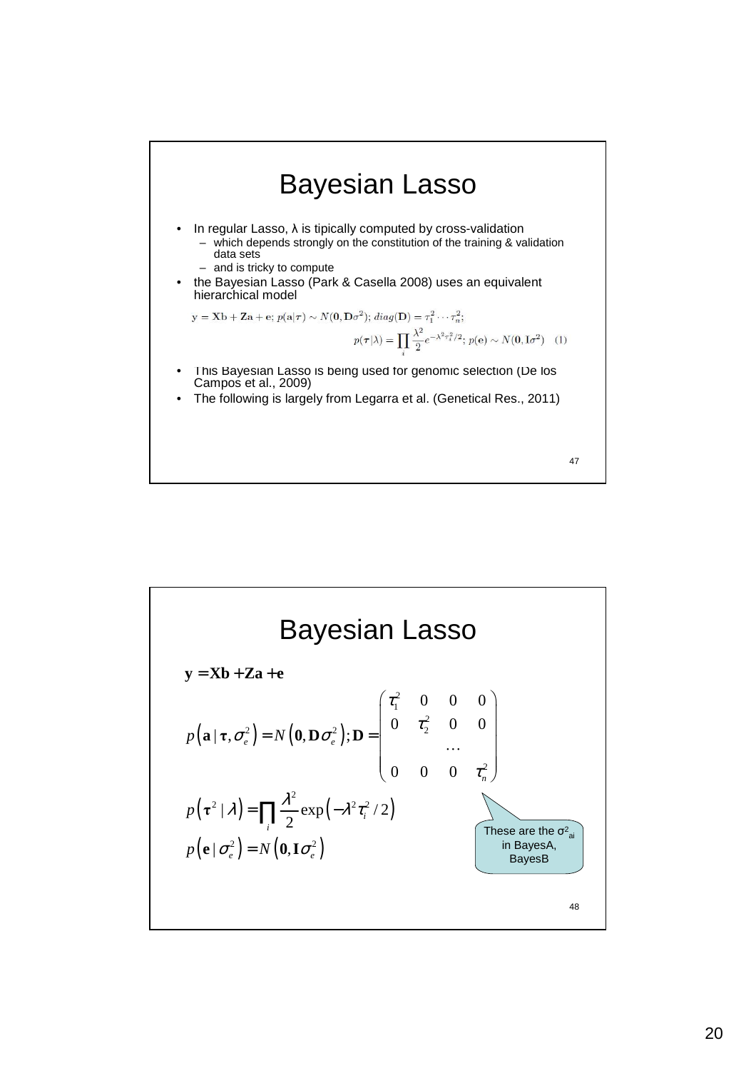# Bayesian Lasso

- In regular Lasso, λ is tipically computed by cross-validation
  - which depends strongly on the constitution of the training & validation data sets
  - and is tricky to compute
- the Bayesian Lasso (Park & Casella 2008) uses an equivalent hierarchical model

$$\mathbf{y} = \mathbf{Xb} + \mathbf{Za} + \mathbf{e};\ p(\mathbf{a}|\tau) \sim N(\mathbf{0}, \mathbf{D}\sigma^2);\ diag(\mathbf{D}) = \tau_1^2 \cdots \tau_n^2;$$

$$p(\boldsymbol{\tau}|\lambda) = \prod_i \frac{\lambda^2}{2} e^{-\lambda^2 \tau_i^2/2};\ p(\mathbf{e}) \sim N(\mathbf{0}, \mathbf{I}\sigma^2) \quad (1)$$

- This Bayesian Lasso is being used for genomic selection (De los Campos et al., 2009)
- The following is largely from Legarra et al. (Genetical Res., 2011)

# Bayesian Lasso

$$\mathbf{y} = \mathbf{Xb} + \mathbf{Za} + \mathbf{e}$$

$$p\left(\mathbf{a} \mid \boldsymbol{\tau}, \sigma_e^2\right) = N\left(\mathbf{0}, \mathbf{D}\sigma_e^2\right); \mathbf{D} = \begin{pmatrix} \tau_1^2 & 0 & 0 & 0 \\ 0 & \tau_2^2 & 0 & 0 \\ & & \cdots & \\ 0 & 0 & 0 & \tau_n^2 \end{pmatrix}$$

$$p\left(\boldsymbol{\tau}^2 \mid \lambda\right) = \prod_i \frac{\lambda^2}{2} \exp\left(-\lambda^2 \tau_i^2 / 2\right)$$

$$p\left(\mathbf{e} \mid \sigma_e^2\right) = N\left(\mathbf{0}, \mathbf{I}\sigma_e^2\right)$$

These are the $\sigma^2_{ai}$ in BayesA, BayesB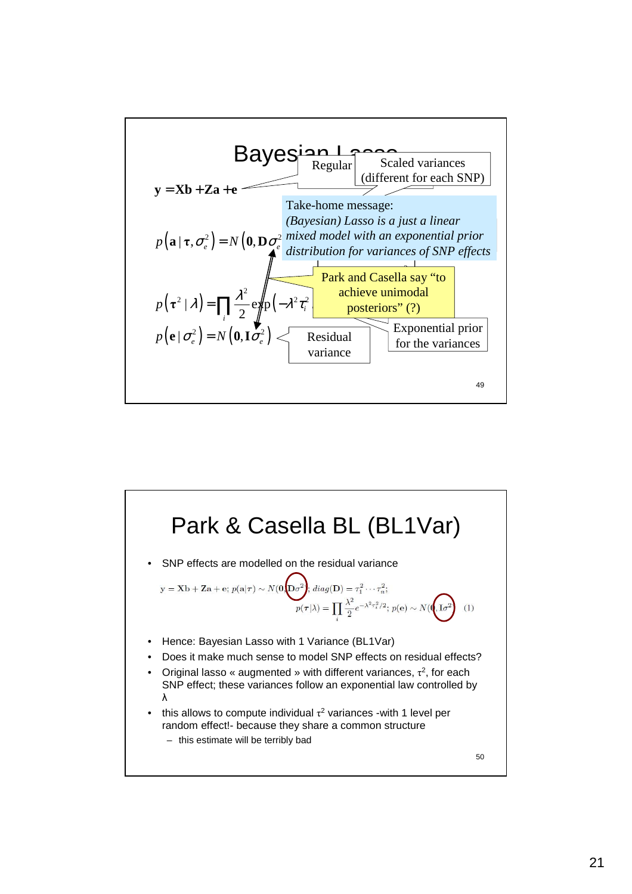# Bayesian Lasso

$$\mathbf{y} = \mathbf{Xb} + \mathbf{Za} + \mathbf{e}$$

Regular

Scaled variances (different for each SNP)

$$p\left(\mathbf{a} \mid \boldsymbol{\tau}, \sigma_e^2\right) = N\left(\mathbf{0}, \mathbf{D}\sigma_e^2\right)$$

Take-home message: *(Bayesian) Lasso is a just a linear mixed model with an exponential prior distribution for variances of SNP effects*

$$p\left(\boldsymbol{\tau}^2 \mid \lambda\right) = \prod_i \frac{\lambda^2}{2} \exp\left(-\lambda^2 \tau_i^2\right)$$

Park and Casella say "to achieve unimodal posteriors" (?)

$$p\left(\mathbf{e} \mid \sigma_e^2\right) = N\left(\mathbf{0}, \mathbf{I}\sigma_e^2\right)$$

Residual variance

Exponential prior for the variances

# Park & Casella BL (BL1Var)

- SNP effects are modelled on the residual variance

$$\mathbf{y} = \mathbf{Xb} + \mathbf{Za} + \mathbf{e};\ p(\mathbf{a}|\boldsymbol{\tau}) \sim N(\mathbf{0}, \mathbf{D}\sigma^2);\ diag(\mathbf{D}) = \tau_1^2 \cdots \tau_n^2;$$
$$p(\boldsymbol{\tau}|\lambda) = \prod_i \frac{\lambda^2}{2} e^{-\lambda^2 \tau_i^2/2};\ p(\mathbf{e}) \sim N(\mathbf{0}, \mathbf{I}\sigma^2) \quad (1)$$

- Hence: Bayesian Lasso with 1 Variance (BL1Var)
- Does it make much sense to model SNP effects on residual effects?
- Original lasso « augmented » with different variances, $\tau^2$, for each SNP effect; these variances follow an exponential law controlled by $\lambda$
- this allows to compute individual $\tau^2$ variances -with 1 level per random effect!- because they share a common structure
  - this estimate will be terribly bad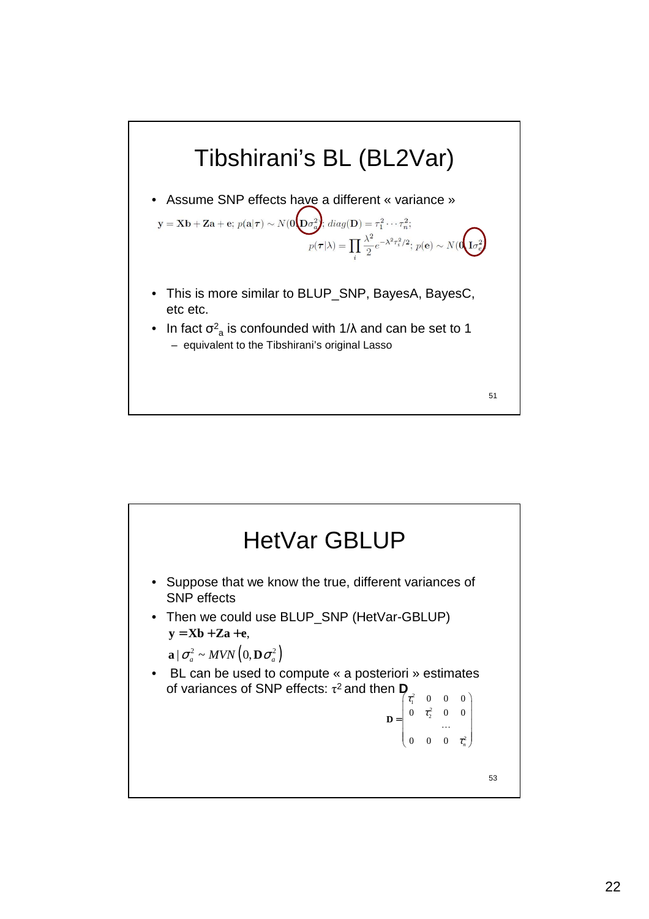# Tibshirani's BL (BL2Var)

- Assume SNP effects have a different « variance »

$$\mathbf{y} = \mathbf{Xb} + \mathbf{Za} + \mathbf{e};\ p(\mathbf{a}|\boldsymbol{\tau}) \sim N(\mathbf{0}, \mathbf{D}\sigma_a^2);\ diag(\mathbf{D}) = \tau_1^2 \cdots \tau_n^2;$$

$$p(\boldsymbol{\tau}|\lambda) = \prod_i \frac{\lambda^2}{2} e^{-\lambda^2 \tau_i^2/2};\ p(\mathbf{e}) \sim N(\mathbf{0}, \mathbf{I}\sigma_e^2)$$

- This is more similar to BLUP_SNP, BayesA, BayesC, etc etc.
- In fact $\sigma^2_a$ is confounded with $1/\lambda$ and can be set to 1
  - equivalent to the Tibshirani's original Lasso

# HetVar GBLUP

- Suppose that we know the true, different variances of SNP effects
- Then we could use BLUP_SNP (HetVar-GBLUP)

  $\mathbf{y} = \mathbf{Xb} + \mathbf{Za} + \mathbf{e}$,

  $\mathbf{a} \mid \sigma_a^2 \sim MVN\left(0, \mathbf{D}\sigma_a^2\right)$

- BL can be used to compute « a posteriori » estimates of variances of SNP effects: $\tau^2$ and then $\mathbf{D}$

$$\mathbf{D} = \begin{pmatrix} \tau_1^2 & 0 & 0 & 0 \\ 0 & \tau_2^2 & 0 & 0 \\ & & \cdots & \\ 0 & 0 & 0 & \tau_n^2 \end{pmatrix}$$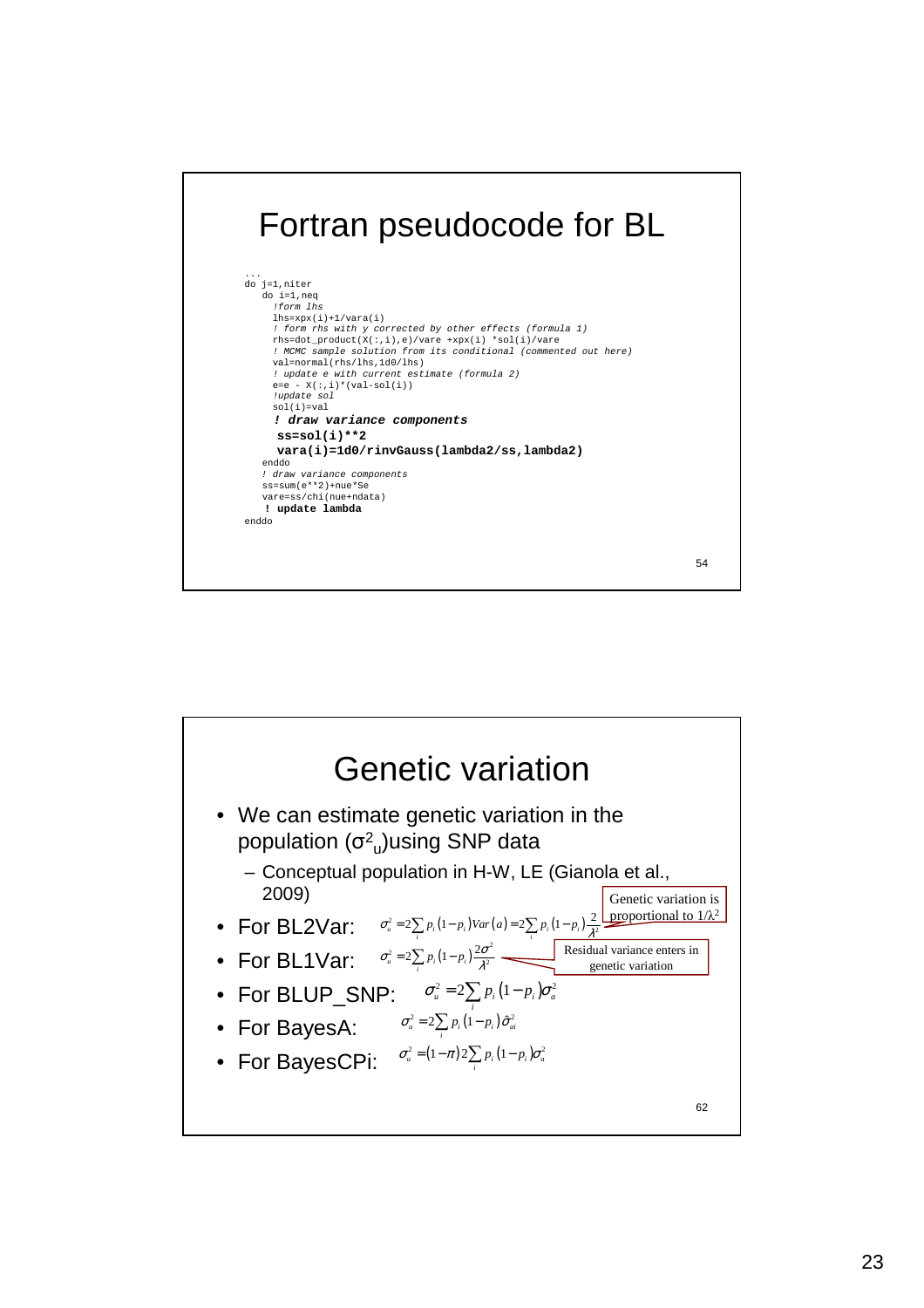# Fortran pseudocode for BL

```
...
do j=1,niter
   do i=1,neq
     !form lhs
     lhs=xpx(i)+1/vara(i)
     ! form rhs with y corrected by other effects (formula 1)
     rhs=dot_product(X(:,i),e)/vare +xpx(i) *sol(i)/vare
     ! MCMC sample solution from its conditional (commented out here)
     val=normal(rhs/lhs,1d0/lhs)
     ! update e with current estimate (formula 2)
     e=e - X(:,i)*(val-sol(i))
     !update sol
     sol(i)=val
     ! draw variance components
      ss=sol(i)**2
      vara(i)=1d0/rinvGauss(lambda2/ss,lambda2)
   enddo
   ! draw variance components
   ss=sum(e**2)+nue*Se
   vare=ss/chi(nue+ndata)
    ! update lambda
enddo
```

# Genetic variation

- We can estimate genetic variation in the population ($\sigma^2_u$)using SNP data
  - Conceptual population in H-W, LE (Gianola et al., 2009)
- For BL2Var: $\sigma^2_u = 2\sum_i p_i(1-p_i)Var(a) = 2\sum_i p_i(1-p_i)\frac{2}{\lambda^2}$ — Genetic variation is proportional to $1/\lambda^2$
- For BL1Var: $\sigma^2_u = 2\sum_i p_i(1-p_i)\frac{2\sigma^2}{\lambda^2}$ — Residual variance enters in genetic variation
- For BLUP_SNP: $\sigma^2_u = 2\sum_i p_i(1-p_i)\sigma^2_a$
- For BayesA: $\sigma^2_u = 2\sum_i p_i(1-p_i)\hat{\sigma}^2_{ai}$
- For BayesCPi: $\sigma^2_u = (1-\pi)2\sum_i p_i(1-p_i)\sigma^2_a$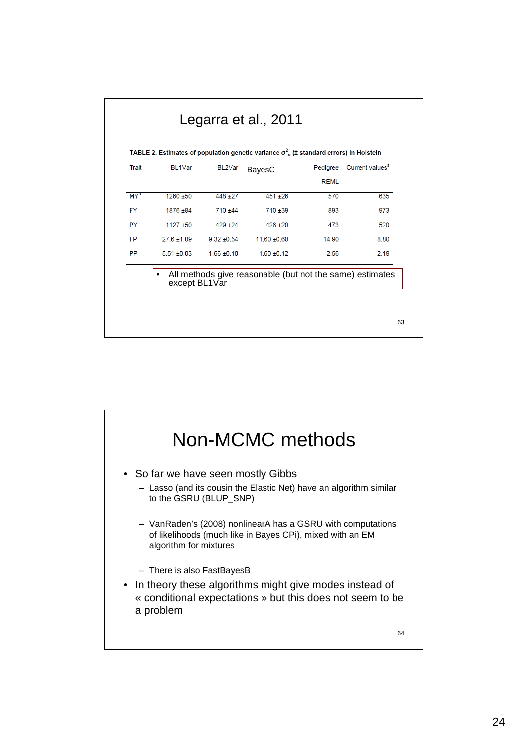## Legarra et al., 2011

**TABLE 2. Estimates of population genetic variance $\sigma^2_u$ (± standard errors) in Holstein**

| Trait | BL1Var | BL2Var | BayesC | Pedigree REML | Current values[3] |
|---|---|---|---|---|---|
| MY[b] | 1260 ±50 | 448 ±27 | 451 ±26 | 570 | 635 |
| FY | 1876 ±84 | 710 ±44 | 710 ±39 | 893 | 973 |
| PY | 1127 ±50 | 429 ±24 | 428 ±20 | 473 | 520 |
| FP | 27.6 ±1.09 | 9.32 ±0.54 | 11.60 ±0.60 | 14.90 | 8.80 |
| PP | 5.51 ±0.03 | 1.66 ±0.10 | 1.60 ±0.12 | 2.56 | 2.19 |

- All methods give reasonable (but not the same) estimates except BL1Var

## Non-MCMC methods

- So far we have seen mostly Gibbs
  - Lasso (and its cousin the Elastic Net) have an algorithm similar to the GSRU (BLUP_SNP)
  - VanRaden's (2008) nonlinearA has a GSRU with computations of likelihoods (much like in Bayes CPi), mixed with an EM algorithm for mixtures
  - There is also FastBayesB
- In theory these algorithms might give modes instead of « conditional expectations » but this does not seem to be a problem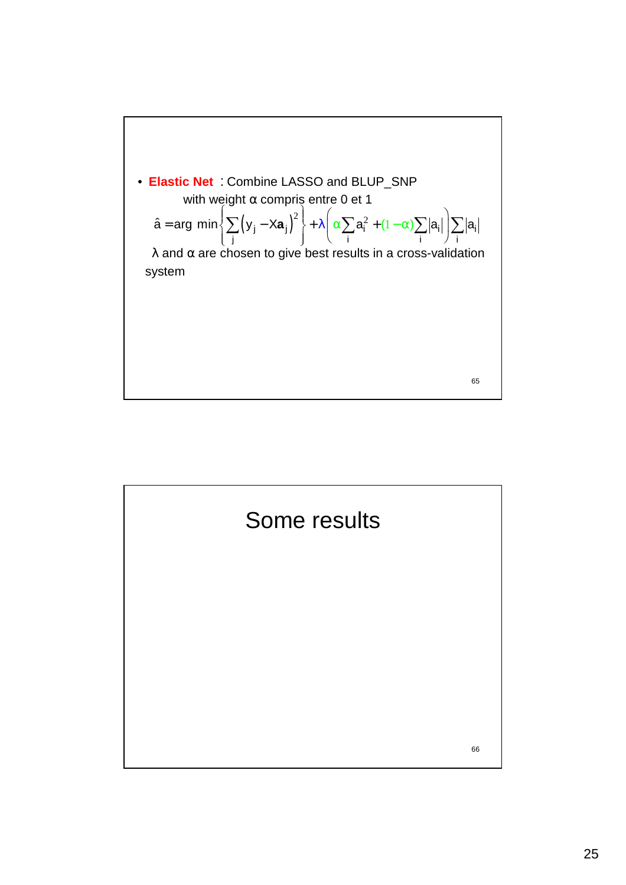- **Elastic Net** : Combine LASSO and BLUP_SNP

  with weight α compris entre 0 et 1

$$\hat{a} = \arg\min \left\{ \sum_j \left(y_j - X\mathbf{a}_j\right)^2 \right\} + \lambda \left( \alpha \sum_i a_i^2 + (1-\alpha) \sum_i |a_i| \right) \sum_i |a_i|$$

λ and α are chosen to give best results in a cross-validation system

# Some results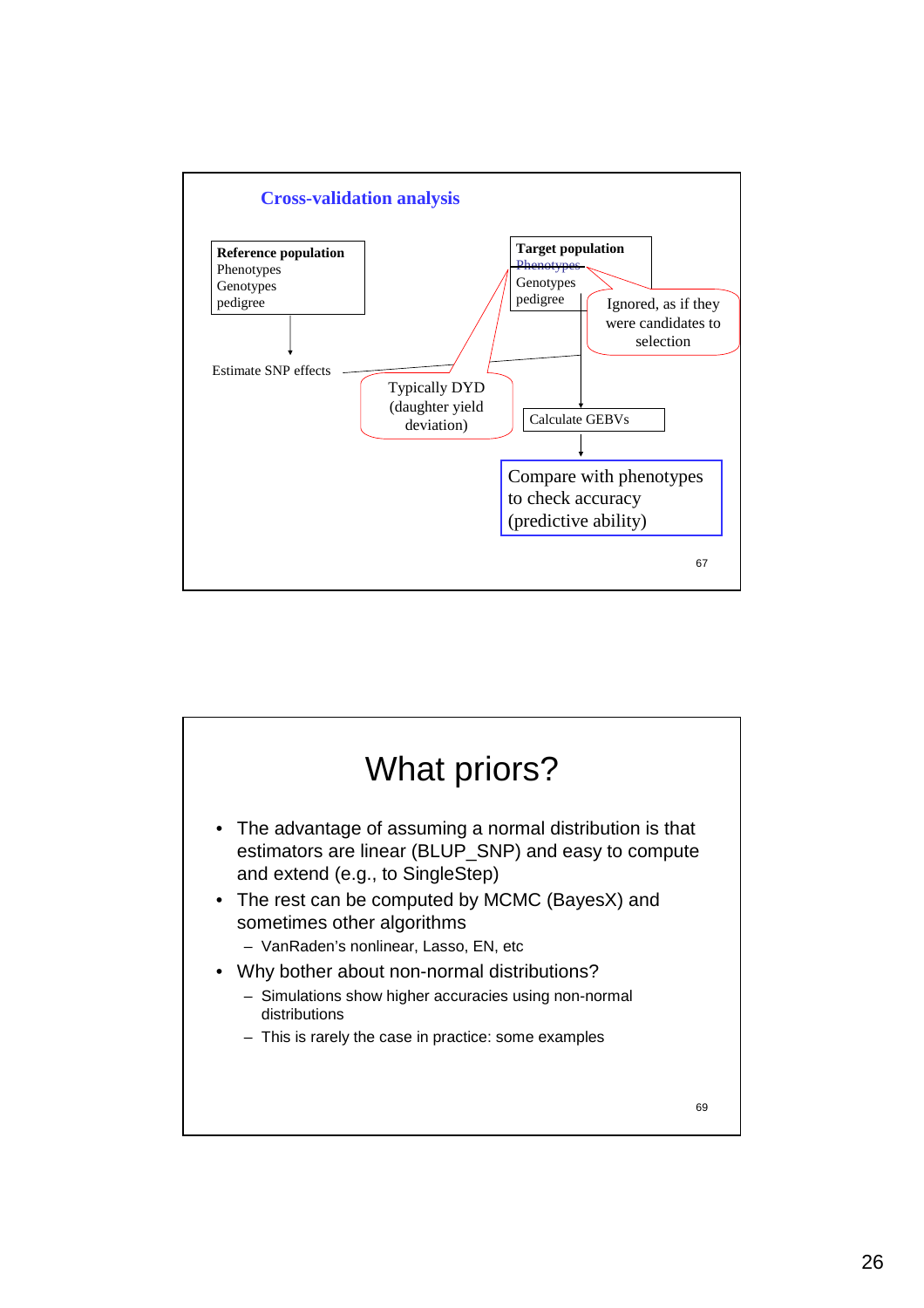## Cross-validation analysis

**Reference population**
Phenotypes
Genotypes
pedigree

Estimate SNP effects

**Target population**
~~Phenotypes~~
Genotypes
pedigree

Ignored, as if they were candidates to selection

Typically DYD (daughter yield deviation)

Calculate GEBVs

Compare with phenotypes to check accuracy (predictive ability)

67

# What priors?

- The advantage of assuming a normal distribution is that estimators are linear (BLUP_SNP) and easy to compute and extend (e.g., to SingleStep)
- The rest can be computed by MCMC (BayesX) and sometimes other algorithms
  - VanRaden's nonlinear, Lasso, EN, etc
- Why bother about non-normal distributions?
  - Simulations show higher accuracies using non-normal distributions
  - This is rarely the case in practice: some examples

69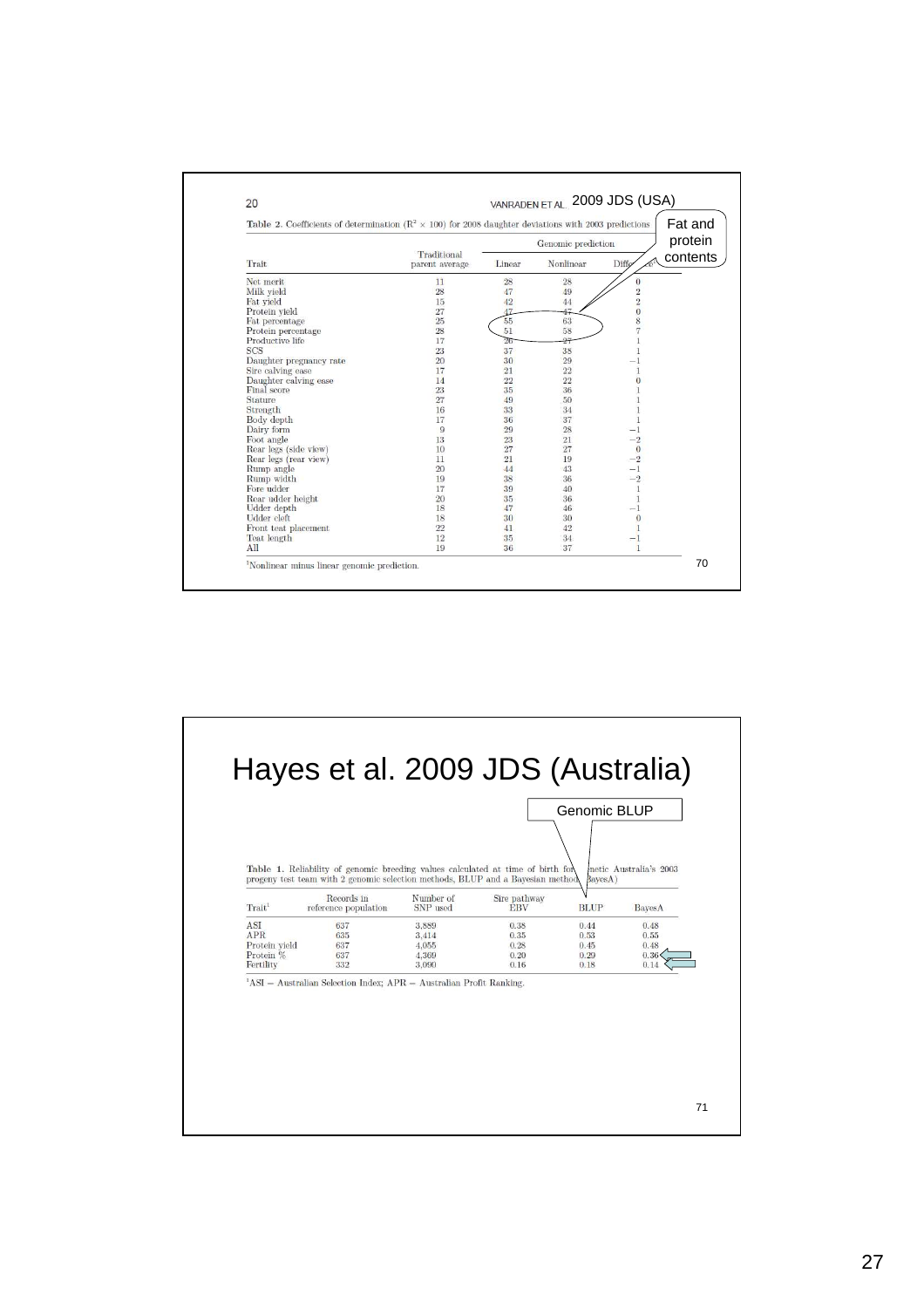VANRADEN ET AL. 2009 JDS (USA)

Fat and protein contents

**Table 2.** Coefficients of determination ($R^2 \times 100$) for 2008 daughter deviations with 2003 predictions

| Trait | Traditional parent average | Genomic prediction | | |
|---|---|---|---|---|
| | | Linear | Nonlinear | Difference[1] |
| Net merit | 11 | 28 | 28 | 0 |
| Milk yield | 28 | 47 | 49 | 2 |
| Fat yield | 15 | 42 | 44 | 2 |
| Protein yield | 27 | 47 | 47 | 0 |
| Fat percentage | 25 | 55 | 63 | 8 |
| Protein percentage | 28 | 51 | 58 | 7 |
| Productive life | 17 | 26 | 27 | 1 |
| SCS | 23 | 37 | 38 | 1 |
| Daughter pregnancy rate | 20 | 30 | 29 | −1 |
| Sire calving ease | 17 | 21 | 22 | 1 |
| Daughter calving ease | 14 | 22 | 22 | 0 |
| Final score | 23 | 35 | 36 | 1 |
| Stature | 27 | 49 | 50 | 1 |
| Strength | 16 | 33 | 34 | 1 |
| Body depth | 17 | 36 | 37 | 1 |
| Dairy form | 9 | 29 | 28 | −1 |
| Foot angle | 13 | 23 | 21 | −2 |
| Rear legs (side view) | 10 | 27 | 27 | 0 |
| Rear legs (rear view) | 11 | 21 | 19 | −2 |
| Rump angle | 20 | 44 | 43 | −1 |
| Rump width | 19 | 38 | 36 | −2 |
| Fore udder | 17 | 39 | 40 | 1 |
| Rear udder height | 20 | 35 | 36 | 1 |
| Udder depth | 18 | 47 | 46 | −1 |
| Udder cleft | 18 | 30 | 30 | 0 |
| Front teat placement | 22 | 41 | 42 | 1 |
| Teat length | 12 | 35 | 34 | −1 |
| All | 19 | 36 | 37 | 1 |

[1]Nonlinear minus linear genomic prediction.

# Hayes et al. 2009 JDS (Australia)

Genomic BLUP

**Table 1.** Reliability of genomic breeding values calculated at time of birth for Genetic Australia's 2003 progeny test team with 2 genomic selection methods, BLUP and a Bayesian method (BayesA)

| Trait[1] | Records in reference population | Number of SNP used | Sire pathway EBV | BLUP | BayesA |
|---|---|---|---|---|---|
| ASI | 637 | 3,889 | 0.38 | 0.44 | 0.48 |
| APR | 635 | 3,414 | 0.35 | 0.53 | 0.55 |
| Protein yield | 637 | 4,055 | 0.28 | 0.45 | 0.48 |
| Protein % | 637 | 4,369 | 0.20 | 0.29 | 0.36 |
| Fertility | 332 | 3,090 | 0.16 | 0.18 | 0.14 |

[1]ASI = Australian Selection Index; APR = Australian Profit Ranking.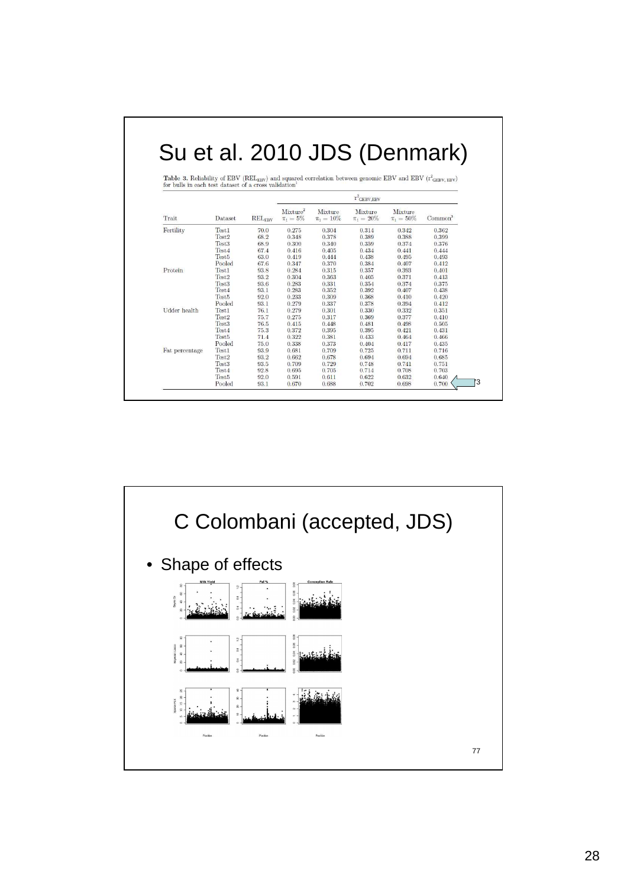# Su et al. 2010 JDS (Denmark)

**Table 3.** Reliability of EBV ($REL_{EBV}$) and squared correlation between genomic EBV and EBV ($r^2_{GEBV,EBV}$) for bulls in each test dataset of a cross validation[1]

| | | | $r^2_{GEBV,EBV}$ | | | | |
|---|---|---|---|---|---|---|---|
| Trait | Dataset | $REL_{EBV}$ | Mixture[2] $\pi_1 = 5\%$ | Mixture $\pi_1 = 10\%$ | Mixture $\pi_1 = 20\%$ | Mixture $\pi_1 = 50\%$ | Common[3] |
| Fertility | Test1 | 70.0 | 0.275 | 0.304 | 0.314 | 0.342 | 0.362 |
| | Test2 | 68.2 | 0.348 | 0.378 | 0.389 | 0.388 | 0.399 |
| | Test3 | 68.9 | 0.300 | 0.340 | 0.359 | 0.374 | 0.376 |
| | Test4 | 67.4 | 0.416 | 0.405 | 0.434 | 0.441 | 0.444 |
| | Test5 | 63.0 | 0.419 | 0.444 | 0.438 | 0.495 | 0.493 |
| | Pooled | 67.6 | 0.347 | 0.370 | 0.384 | 0.407 | 0.412 |
| Protein | Test1 | 93.8 | 0.284 | 0.315 | 0.357 | 0.393 | 0.401 |
| | Test2 | 93.2 | 0.304 | 0.363 | 0.405 | 0.371 | 0.413 |
| | Test3 | 93.6 | 0.283 | 0.331 | 0.354 | 0.374 | 0.375 |
| | Test4 | 93.1 | 0.283 | 0.352 | 0.392 | 0.407 | 0.438 |
| | Test5 | 92.0 | 0.233 | 0.309 | 0.368 | 0.410 | 0.420 |
| | Pooled | 93.1 | 0.279 | 0.337 | 0.378 | 0.394 | 0.412 |
| Udder health | Test1 | 76.1 | 0.279 | 0.301 | 0.330 | 0.332 | 0.351 |
| | Test2 | 75.7 | 0.275 | 0.317 | 0.369 | 0.377 | 0.410 |
| | Test3 | 76.5 | 0.415 | 0.448 | 0.481 | 0.498 | 0.505 |
| | Test4 | 75.3 | 0.372 | 0.395 | 0.395 | 0.421 | 0.431 |
| | Test5 | 71.4 | 0.322 | 0.381 | 0.433 | 0.464 | 0.466 |
| | Pooled | 75.0 | 0.338 | 0.373 | 0.404 | 0.417 | 0.435 |
| Fat percentage | Test1 | 93.9 | 0.681 | 0.709 | 0.725 | 0.711 | 0.716 |
| | Test2 | 93.2 | 0.662 | 0.678 | 0.694 | 0.694 | 0.685 |
| | Test3 | 93.5 | 0.709 | 0.729 | 0.748 | 0.741 | 0.751 |
| | Test4 | 92.8 | 0.695 | 0.705 | 0.714 | 0.708 | 0.703 |
| | Test5 | 92.0 | 0.591 | 0.611 | 0.622 | 0.632 | 0.640 |
| | Pooled | 93.1 | 0.670 | 0.688 | 0.702 | 0.698 | 0.700 |

# C Colombani (accepted, JDS)

- Shape of effects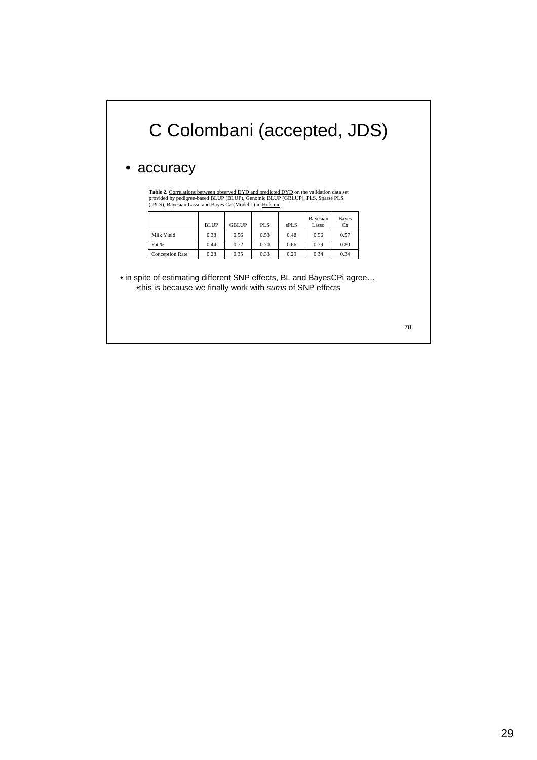# C Colombani (accepted, JDS)

- accuracy

**Table 2.** Correlations between observed DYD and predicted DYD on the validation data set provided by pedigree-based BLUP (BLUP), Genomic BLUP (GBLUP), PLS, Sparse PLS (sPLS), Bayesian Lasso and Bayes Cπ (Model 1) in Holstein

| | BLUP | GBLUP | PLS | sPLS | Bayesian Lasso | Bayes Cπ |
|---|---|---|---|---|---|---|
| Milk Yield | 0.38 | 0.56 | 0.53 | 0.48 | 0.56 | 0.57 |
| Fat % | 0.44 | 0.72 | 0.70 | 0.66 | 0.79 | 0.80 |
| Conception Rate | 0.28 | 0.35 | 0.33 | 0.29 | 0.34 | 0.34 |

- in spite of estimating different SNP effects, BL and BayesCPi agree…
  - this is because we finally work with *sums* of SNP effects

78